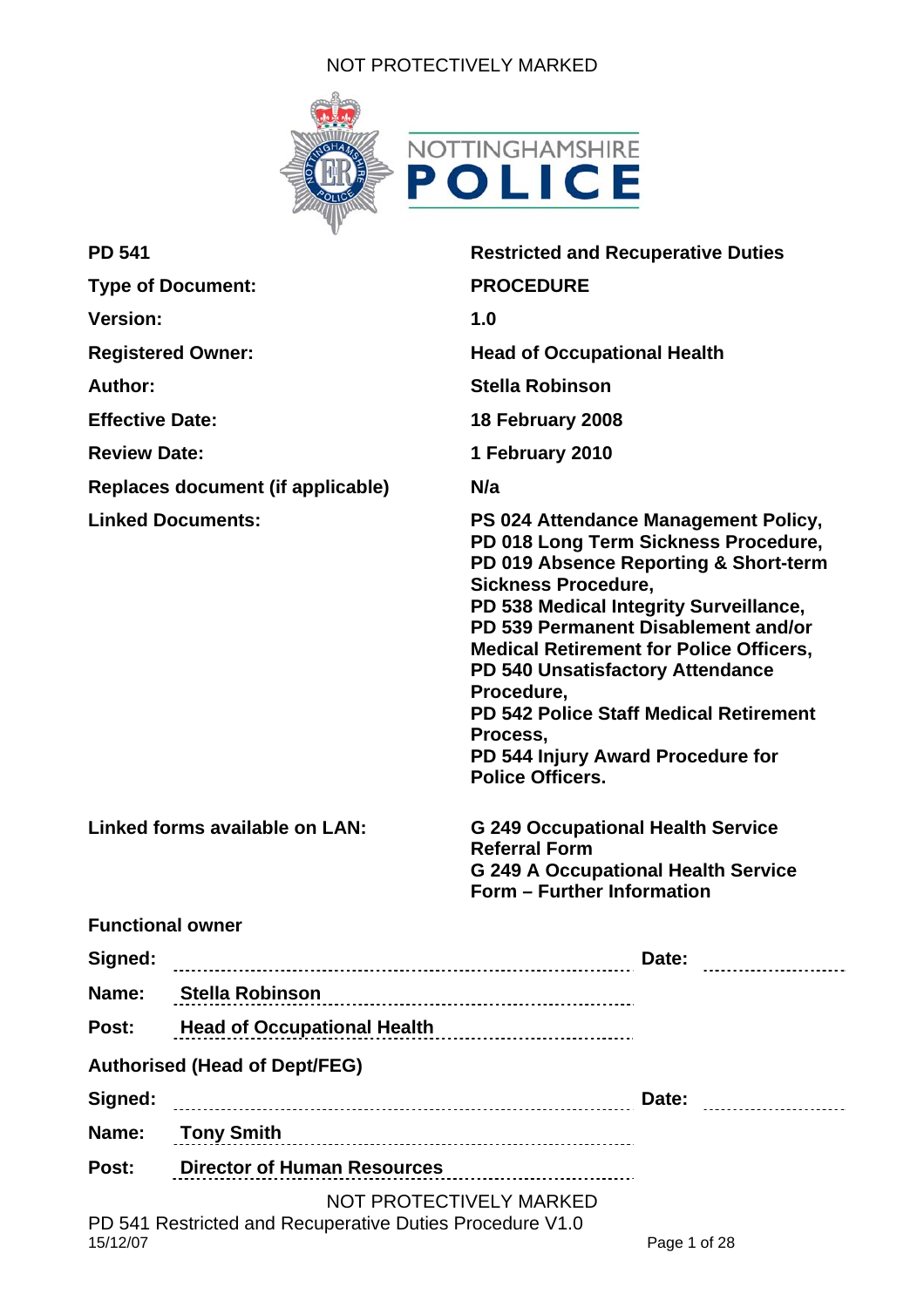NOT PROTECTIVELY MARKED

NOTTINGHAMSHIRE POLICE

| | |
|---|---|
| **PD 541** | **Restricted and Recuperative Duties** |
| **Type of Document:** | **PROCEDURE** |
| **Version:** | **1.0** |
| **Registered Owner:** | **Head of Occupational Health** |
| **Author:** | **Stella Robinson** |
| **Effective Date:** | **18 February 2008** |
| **Review Date:** | **1 February 2010** |
| **Replaces document (if applicable)** | **N/a** |
| **Linked Documents:** | **PS 024 Attendance Management Policy, PD 018 Long Term Sickness Procedure, PD 019 Absence Reporting & Short-term Sickness Procedure, PD 538 Medical Integrity Surveillance, PD 539 Permanent Disablement and/or Medical Retirement for Police Officers, PD 540 Unsatisfactory Attendance Procedure, PD 542 Police Staff Medical Retirement Process, PD 544 Injury Award Procedure for Police Officers.** |
| **Linked forms available on LAN:** | **G 249 Occupational Health Service Referral Form**<br>**G 249 A Occupational Health Service Form – Further Information** |

**Functional owner**

**Signed:** ______________________ **Date:** ____________

**Name:** Stella Robinson

**Post:** Head of Occupational Health

**Authorised (Head of Dept/FEG)**

**Signed:** ______________________ **Date:** ____________

**Name:** Tony Smith

**Post:** Director of Human Resources

NOT PROTECTIVELY MARKED

PD 541 Restricted and Recuperative Duties Procedure V1.0
15/12/07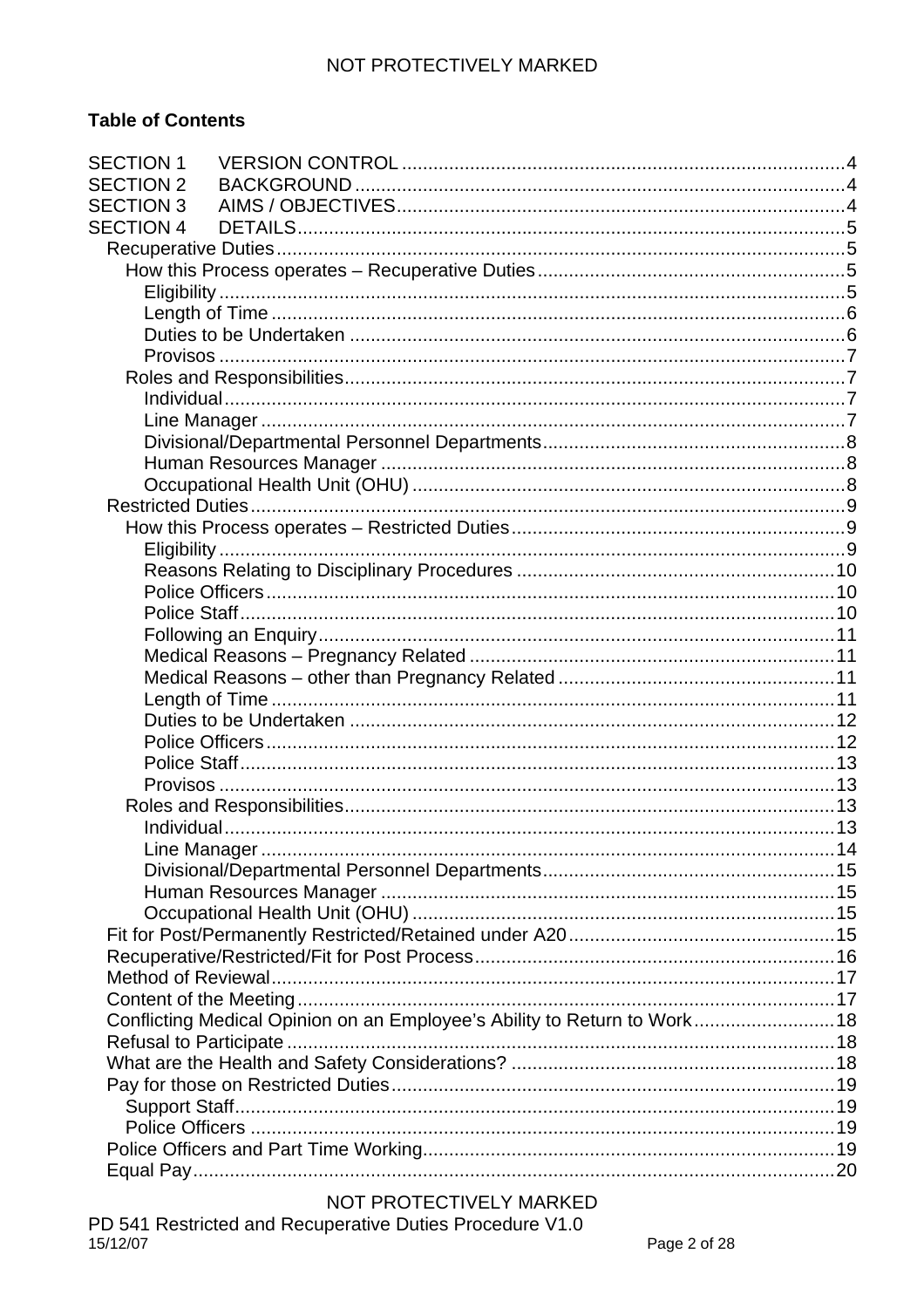**Table of Contents**

SECTION 1 VERSION CONTROL .....................................................................................4
SECTION 2 BACKGROUND ..............................................................................................4
SECTION 3 AIMS / OBJECTIVES......................................................................................4
SECTION 4 DETAILS.........................................................................................................5

- Recuperative Duties............................................................................................................5
  - How this Process operates – Recuperative Duties..........................................................5
    - Eligibility.......................................................................................................................5
    - Length of Time.............................................................................................................6
    - Duties to be Undertaken...............................................................................................6
    - Provisos.......................................................................................................................7
  - Roles and Responsibilities...............................................................................................7
    - Individual......................................................................................................................7
    - Line Manager................................................................................................................7
    - Divisional/Departmental Personnel Departments..........................................................8
    - Human Resources Manager.........................................................................................8
    - Occupational Health Unit (OHU)...................................................................................8
- Restricted Duties.................................................................................................................9
  - How this Process operates – Restricted Duties................................................................9
    - Eligibility.......................................................................................................................9
    - Reasons Relating to Disciplinary Procedures.............................................................10
    - Police Officers.............................................................................................................10
    - Police Staff..................................................................................................................10
    - Following an Enquiry...................................................................................................11
    - Medical Reasons – Pregnancy Related......................................................................11
    - Medical Reasons – other than Pregnancy Related.....................................................11
    - Length of Time............................................................................................................11
    - Duties to be Undertaken.............................................................................................12
    - Police Officers.............................................................................................................12
    - Police Staff..................................................................................................................13
    - Provisos......................................................................................................................13
  - Roles and Responsibilities..............................................................................................13
    - Individual.....................................................................................................................13
    - Line Manager..............................................................................................................14
    - Divisional/Departmental Personnel Departments........................................................15
    - Human Resources Manager.......................................................................................15
    - Occupational Health Unit (OHU).................................................................................15
- Fit for Post/Permanently Restricted/Retained under A20...................................................15
- Recuperative/Restricted/Fit for Post Process.....................................................................16
- Method of Reviewal............................................................................................................17
- Content of the Meeting.......................................................................................................17
- Conflicting Medical Opinion on an Employee's Ability to Return to Work...........................18
- Refusal to Participate.........................................................................................................18
- What are the Health and Safety Considerations?..............................................................18
- Pay for those on Restricted Duties.....................................................................................19
  - Support Staff...................................................................................................................19
  - Police Officers................................................................................................................19
- Police Officers and Part Time Working...............................................................................19
- Equal Pay...........................................................................................................................20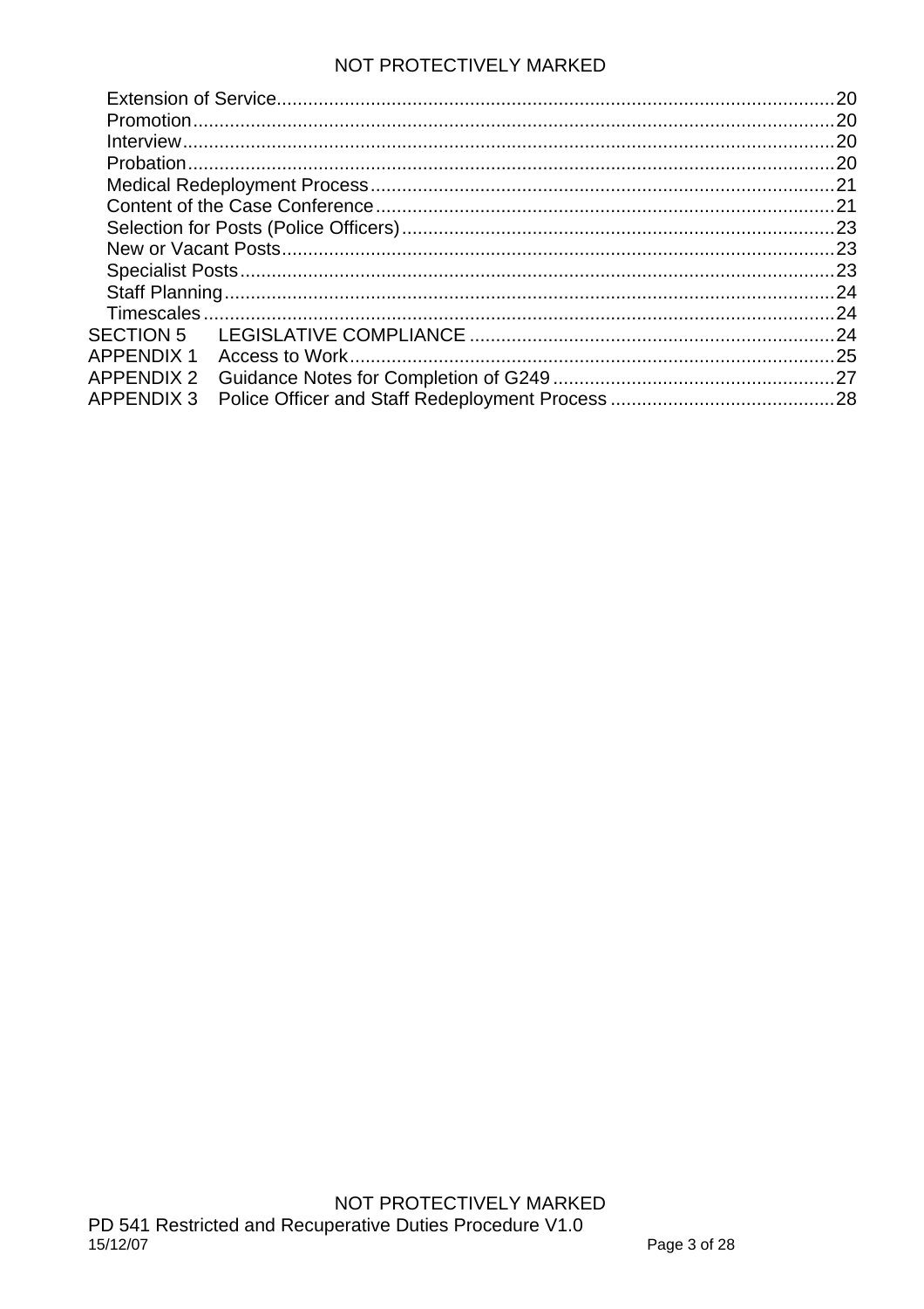Extension of Service....................................................................................................20
Promotion....................................................................................................................20
Interview......................................................................................................................20
Probation.....................................................................................................................20
Medical Redeployment Process..................................................................................21
Content of the Case Conference..................................................................................21
Selection for Posts (Police Officers)............................................................................23
New or Vacant Posts....................................................................................................23
Specialist Posts............................................................................................................23
Staff Planning...............................................................................................................24
Timescales...................................................................................................................24

SECTION 5 LEGISLATIVE COMPLIANCE ..........................................................24

APPENDIX 1 Access to Work.....................................................................................25

APPENDIX 2 Guidance Notes for Completion of G249..............................................27

APPENDIX 3 Police Officer and Staff Redeployment Process ...................................28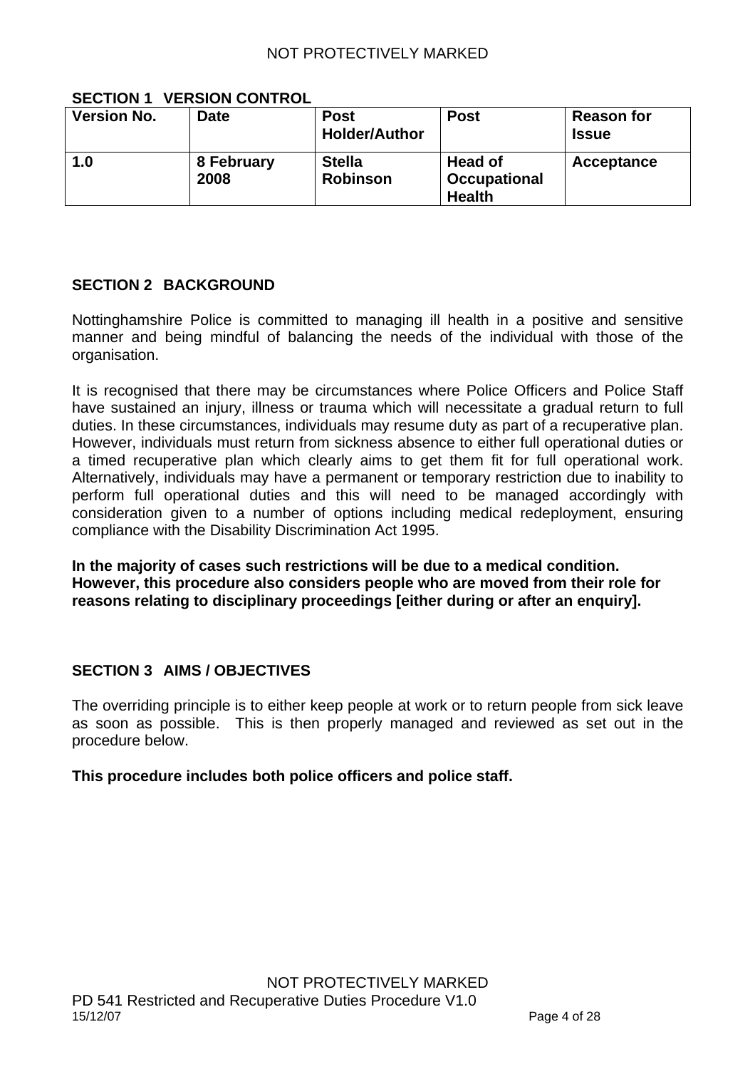## SECTION 1 VERSION CONTROL

| Version No. | Date | Post Holder/Author | Post | Reason for Issue |
|---|---|---|---|---|
| **1.0** | **8 February 2008** | **Stella Robinson** | **Head of Occupational Health** | **Acceptance** |

## SECTION 2 BACKGROUND

Nottinghamshire Police is committed to managing ill health in a positive and sensitive manner and being mindful of balancing the needs of the individual with those of the organisation.

It is recognised that there may be circumstances where Police Officers and Police Staff have sustained an injury, illness or trauma which will necessitate a gradual return to full duties. In these circumstances, individuals may resume duty as part of a recuperative plan. However, individuals must return from sickness absence to either full operational duties or a timed recuperative plan which clearly aims to get them fit for full operational work. Alternatively, individuals may have a permanent or temporary restriction due to inability to perform full operational duties and this will need to be managed accordingly with consideration given to a number of options including medical redeployment, ensuring compliance with the Disability Discrimination Act 1995.

**In the majority of cases such restrictions will be due to a medical condition. However, this procedure also considers people who are moved from their role for reasons relating to disciplinary proceedings [either during or after an enquiry].**

## SECTION 3 AIMS / OBJECTIVES

The overriding principle is to either keep people at work or to return people from sick leave as soon as possible. This is then properly managed and reviewed as set out in the procedure below.

**This procedure includes both police officers and police staff.**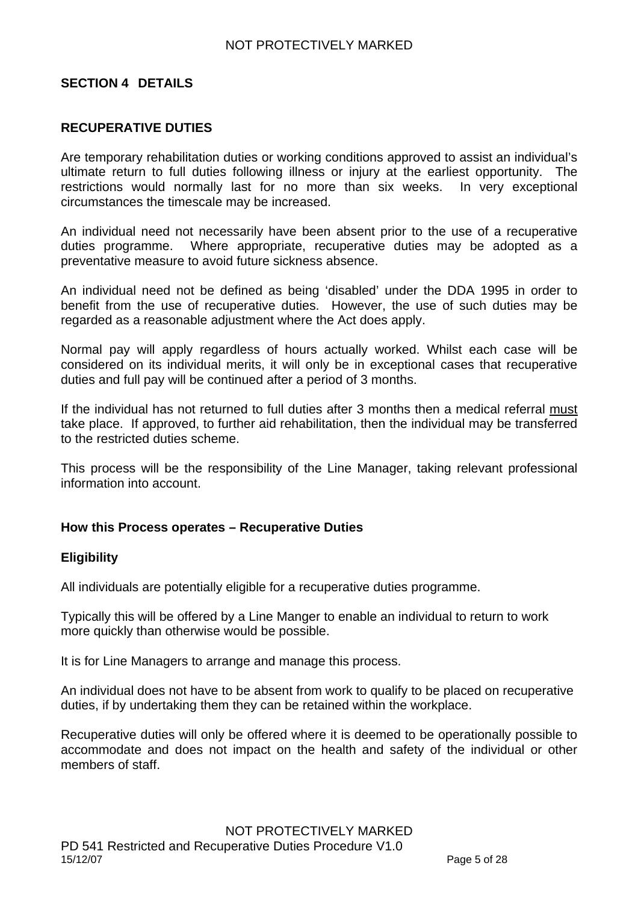## SECTION 4 DETAILS

### RECUPERATIVE DUTIES

Are temporary rehabilitation duties or working conditions approved to assist an individual's ultimate return to full duties following illness or injury at the earliest opportunity. The restrictions would normally last for no more than six weeks. In very exceptional circumstances the timescale may be increased.

An individual need not necessarily have been absent prior to the use of a recuperative duties programme. Where appropriate, recuperative duties may be adopted as a preventative measure to avoid future sickness absence.

An individual need not be defined as being 'disabled' under the DDA 1995 in order to benefit from the use of recuperative duties. However, the use of such duties may be regarded as a reasonable adjustment where the Act does apply.

Normal pay will apply regardless of hours actually worked. Whilst each case will be considered on its individual merits, it will only be in exceptional cases that recuperative duties and full pay will be continued after a period of 3 months.

If the individual has not returned to full duties after 3 months then a medical referral <u>must</u> take place. If approved, to further aid rehabilitation, then the individual may be transferred to the restricted duties scheme.

This process will be the responsibility of the Line Manager, taking relevant professional information into account.

### How this Process operates – Recuperative Duties

#### Eligibility

All individuals are potentially eligible for a recuperative duties programme.

Typically this will be offered by a Line Manger to enable an individual to return to work more quickly than otherwise would be possible.

It is for Line Managers to arrange and manage this process.

An individual does not have to be absent from work to qualify to be placed on recuperative duties, if by undertaking them they can be retained within the workplace.

Recuperative duties will only be offered where it is deemed to be operationally possible to accommodate and does not impact on the health and safety of the individual or other members of staff.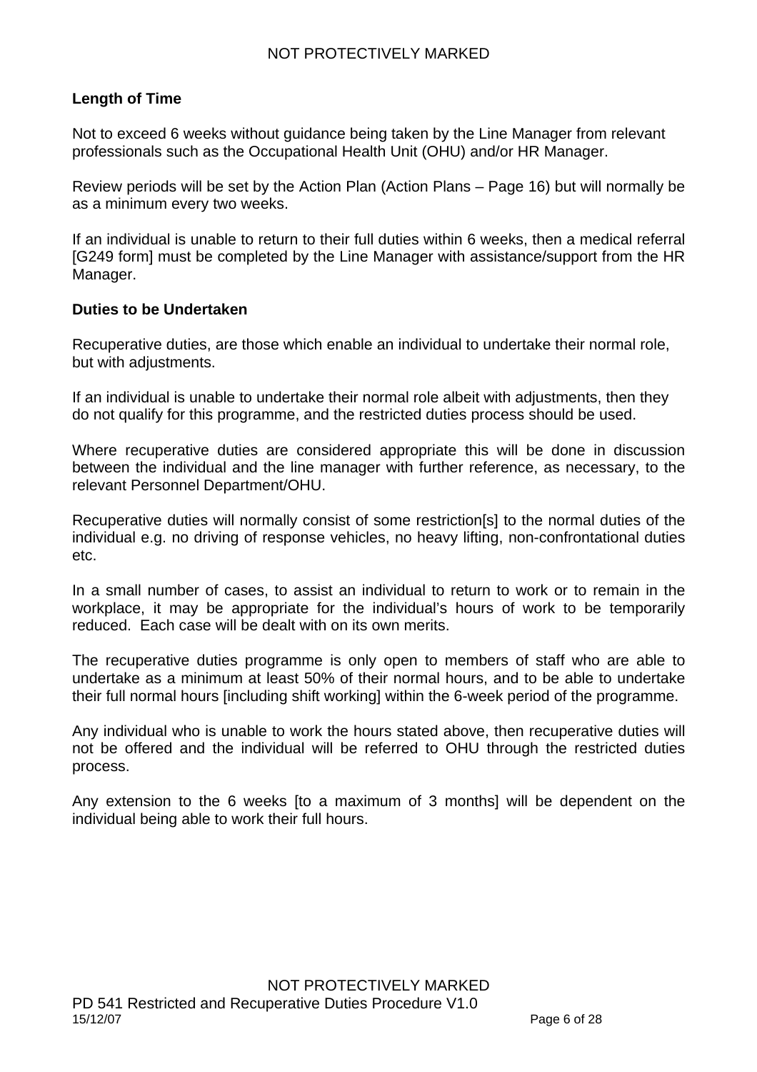**Length of Time**

Not to exceed 6 weeks without guidance being taken by the Line Manager from relevant professionals such as the Occupational Health Unit (OHU) and/or HR Manager.

Review periods will be set by the Action Plan (Action Plans – Page 16) but will normally be as a minimum every two weeks.

If an individual is unable to return to their full duties within 6 weeks, then a medical referral [G249 form] must be completed by the Line Manager with assistance/support from the HR Manager.

**Duties to be Undertaken**

Recuperative duties, are those which enable an individual to undertake their normal role, but with adjustments.

If an individual is unable to undertake their normal role albeit with adjustments, then they do not qualify for this programme, and the restricted duties process should be used.

Where recuperative duties are considered appropriate this will be done in discussion between the individual and the line manager with further reference, as necessary, to the relevant Personnel Department/OHU.

Recuperative duties will normally consist of some restriction[s] to the normal duties of the individual e.g. no driving of response vehicles, no heavy lifting, non-confrontational duties etc.

In a small number of cases, to assist an individual to return to work or to remain in the workplace, it may be appropriate for the individual's hours of work to be temporarily reduced. Each case will be dealt with on its own merits.

The recuperative duties programme is only open to members of staff who are able to undertake as a minimum at least 50% of their normal hours, and to be able to undertake their full normal hours [including shift working] within the 6-week period of the programme.

Any individual who is unable to work the hours stated above, then recuperative duties will not be offered and the individual will be referred to OHU through the restricted duties process.

Any extension to the 6 weeks [to a maximum of 3 months] will be dependent on the individual being able to work their full hours.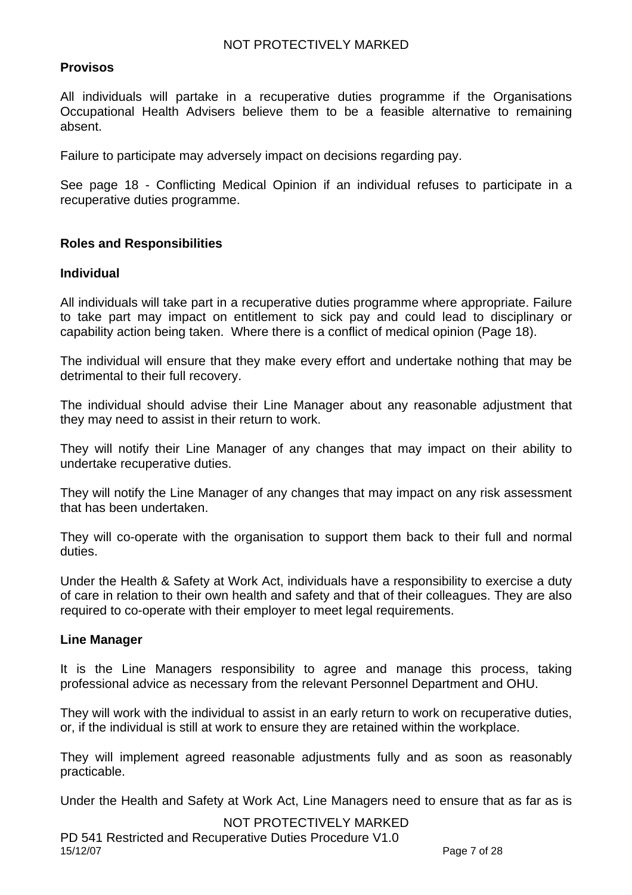**Provisos**

All individuals will partake in a recuperative duties programme if the Organisations Occupational Health Advisers believe them to be a feasible alternative to remaining absent.

Failure to participate may adversely impact on decisions regarding pay.

See page 18 - Conflicting Medical Opinion if an individual refuses to participate in a recuperative duties programme.

**Roles and Responsibilities**

**Individual**

All individuals will take part in a recuperative duties programme where appropriate. Failure to take part may impact on entitlement to sick pay and could lead to disciplinary or capability action being taken. Where there is a conflict of medical opinion (Page 18).

The individual will ensure that they make every effort and undertake nothing that may be detrimental to their full recovery.

The individual should advise their Line Manager about any reasonable adjustment that they may need to assist in their return to work.

They will notify their Line Manager of any changes that may impact on their ability to undertake recuperative duties.

They will notify the Line Manager of any changes that may impact on any risk assessment that has been undertaken.

They will co-operate with the organisation to support them back to their full and normal duties.

Under the Health & Safety at Work Act, individuals have a responsibility to exercise a duty of care in relation to their own health and safety and that of their colleagues. They are also required to co-operate with their employer to meet legal requirements.

**Line Manager**

It is the Line Managers responsibility to agree and manage this process, taking professional advice as necessary from the relevant Personnel Department and OHU.

They will work with the individual to assist in an early return to work on recuperative duties, or, if the individual is still at work to ensure they are retained within the workplace.

They will implement agreed reasonable adjustments fully and as soon as reasonably practicable.

Under the Health and Safety at Work Act, Line Managers need to ensure that as far as is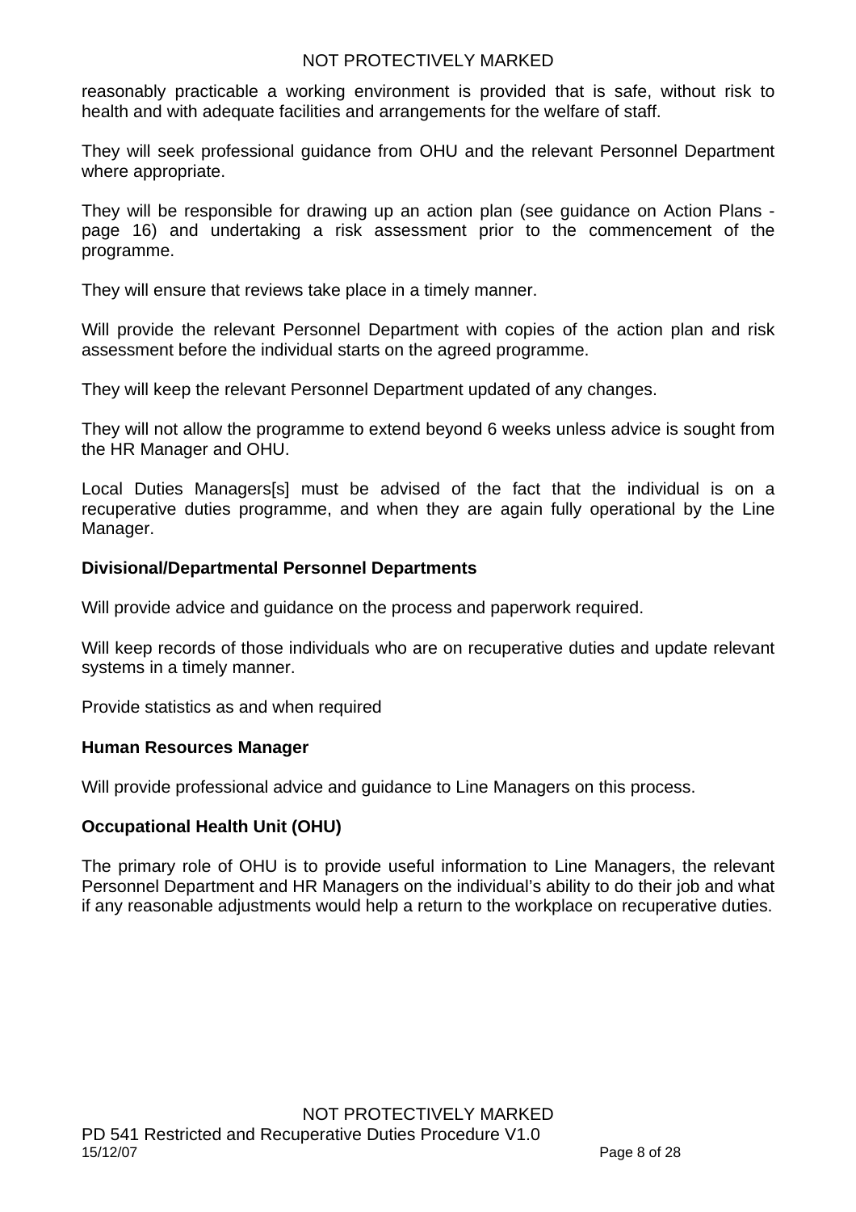reasonably practicable a working environment is provided that is safe, without risk to health and with adequate facilities and arrangements for the welfare of staff.

They will seek professional guidance from OHU and the relevant Personnel Department where appropriate.

They will be responsible for drawing up an action plan (see guidance on Action Plans - page 16) and undertaking a risk assessment prior to the commencement of the programme.

They will ensure that reviews take place in a timely manner.

Will provide the relevant Personnel Department with copies of the action plan and risk assessment before the individual starts on the agreed programme.

They will keep the relevant Personnel Department updated of any changes.

They will not allow the programme to extend beyond 6 weeks unless advice is sought from the HR Manager and OHU.

Local Duties Managers[s] must be advised of the fact that the individual is on a recuperative duties programme, and when they are again fully operational by the Line Manager.

**Divisional/Departmental Personnel Departments**

Will provide advice and guidance on the process and paperwork required.

Will keep records of those individuals who are on recuperative duties and update relevant systems in a timely manner.

Provide statistics as and when required

**Human Resources Manager**

Will provide professional advice and guidance to Line Managers on this process.

**Occupational Health Unit (OHU)**

The primary role of OHU is to provide useful information to Line Managers, the relevant Personnel Department and HR Managers on the individual's ability to do their job and what if any reasonable adjustments would help a return to the workplace on recuperative duties.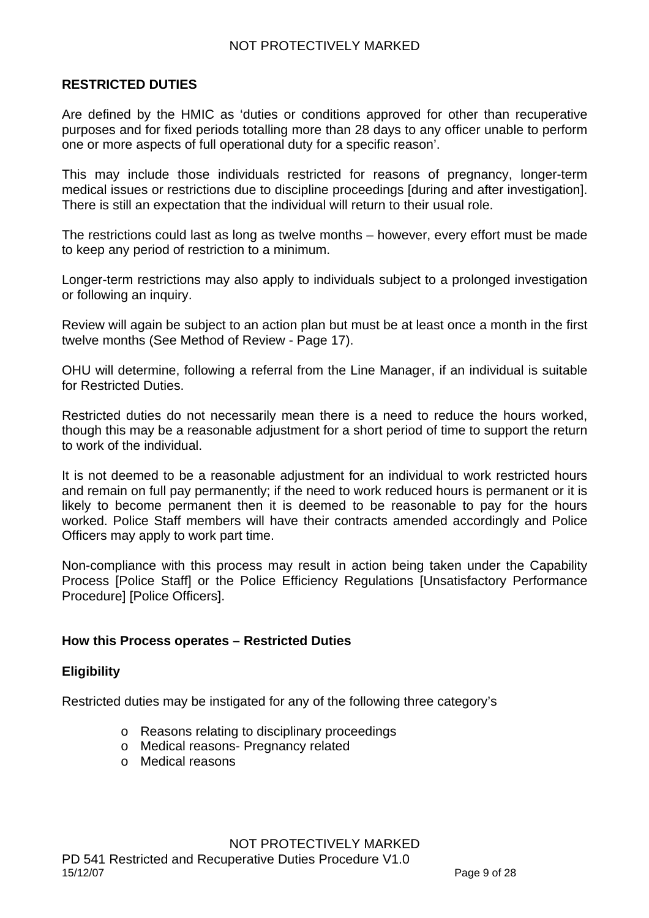## RESTRICTED DUTIES

Are defined by the HMIC as 'duties or conditions approved for other than recuperative purposes and for fixed periods totalling more than 28 days to any officer unable to perform one or more aspects of full operational duty for a specific reason'.

This may include those individuals restricted for reasons of pregnancy, longer-term medical issues or restrictions due to discipline proceedings [during and after investigation]. There is still an expectation that the individual will return to their usual role.

The restrictions could last as long as twelve months – however, every effort must be made to keep any period of restriction to a minimum.

Longer-term restrictions may also apply to individuals subject to a prolonged investigation or following an inquiry.

Review will again be subject to an action plan but must be at least once a month in the first twelve months (See Method of Review - Page 17).

OHU will determine, following a referral from the Line Manager, if an individual is suitable for Restricted Duties.

Restricted duties do not necessarily mean there is a need to reduce the hours worked, though this may be a reasonable adjustment for a short period of time to support the return to work of the individual.

It is not deemed to be a reasonable adjustment for an individual to work restricted hours and remain on full pay permanently; if the need to work reduced hours is permanent or it is likely to become permanent then it is deemed to be reasonable to pay for the hours worked. Police Staff members will have their contracts amended accordingly and Police Officers may apply to work part time.

Non-compliance with this process may result in action being taken under the Capability Process [Police Staff] or the Police Efficiency Regulations [Unsatisfactory Performance Procedure] [Police Officers].

### How this Process operates – Restricted Duties

#### Eligibility

Restricted duties may be instigated for any of the following three category's

- Reasons relating to disciplinary proceedings
- Medical reasons- Pregnancy related
- Medical reasons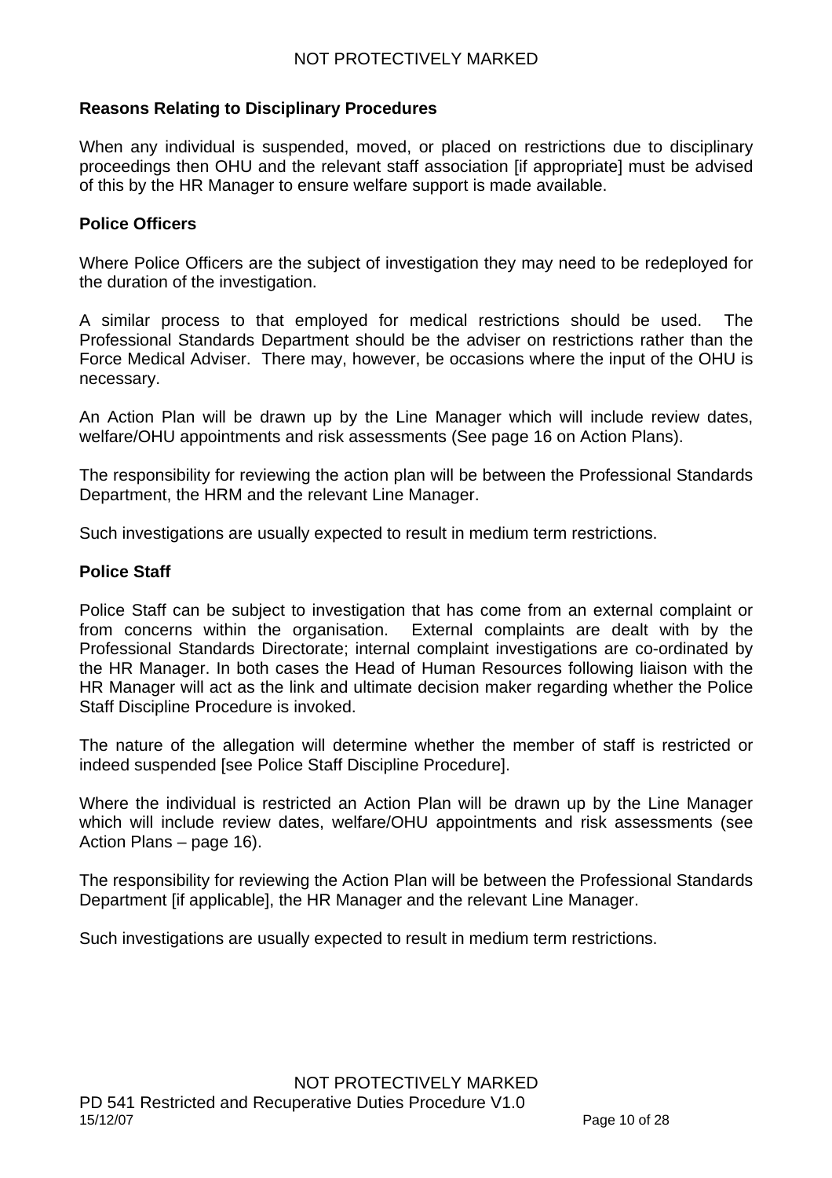### Reasons Relating to Disciplinary Procedures

When any individual is suspended, moved, or placed on restrictions due to disciplinary proceedings then OHU and the relevant staff association [if appropriate] must be advised of this by the HR Manager to ensure welfare support is made available.

### Police Officers

Where Police Officers are the subject of investigation they may need to be redeployed for the duration of the investigation.

A similar process to that employed for medical restrictions should be used. The Professional Standards Department should be the adviser on restrictions rather than the Force Medical Adviser. There may, however, be occasions where the input of the OHU is necessary.

An Action Plan will be drawn up by the Line Manager which will include review dates, welfare/OHU appointments and risk assessments (See page 16 on Action Plans).

The responsibility for reviewing the action plan will be between the Professional Standards Department, the HRM and the relevant Line Manager.

Such investigations are usually expected to result in medium term restrictions.

### Police Staff

Police Staff can be subject to investigation that has come from an external complaint or from concerns within the organisation. External complaints are dealt with by the Professional Standards Directorate; internal complaint investigations are co-ordinated by the HR Manager. In both cases the Head of Human Resources following liaison with the HR Manager will act as the link and ultimate decision maker regarding whether the Police Staff Discipline Procedure is invoked.

The nature of the allegation will determine whether the member of staff is restricted or indeed suspended [see Police Staff Discipline Procedure].

Where the individual is restricted an Action Plan will be drawn up by the Line Manager which will include review dates, welfare/OHU appointments and risk assessments (see Action Plans – page 16).

The responsibility for reviewing the Action Plan will be between the Professional Standards Department [if applicable], the HR Manager and the relevant Line Manager.

Such investigations are usually expected to result in medium term restrictions.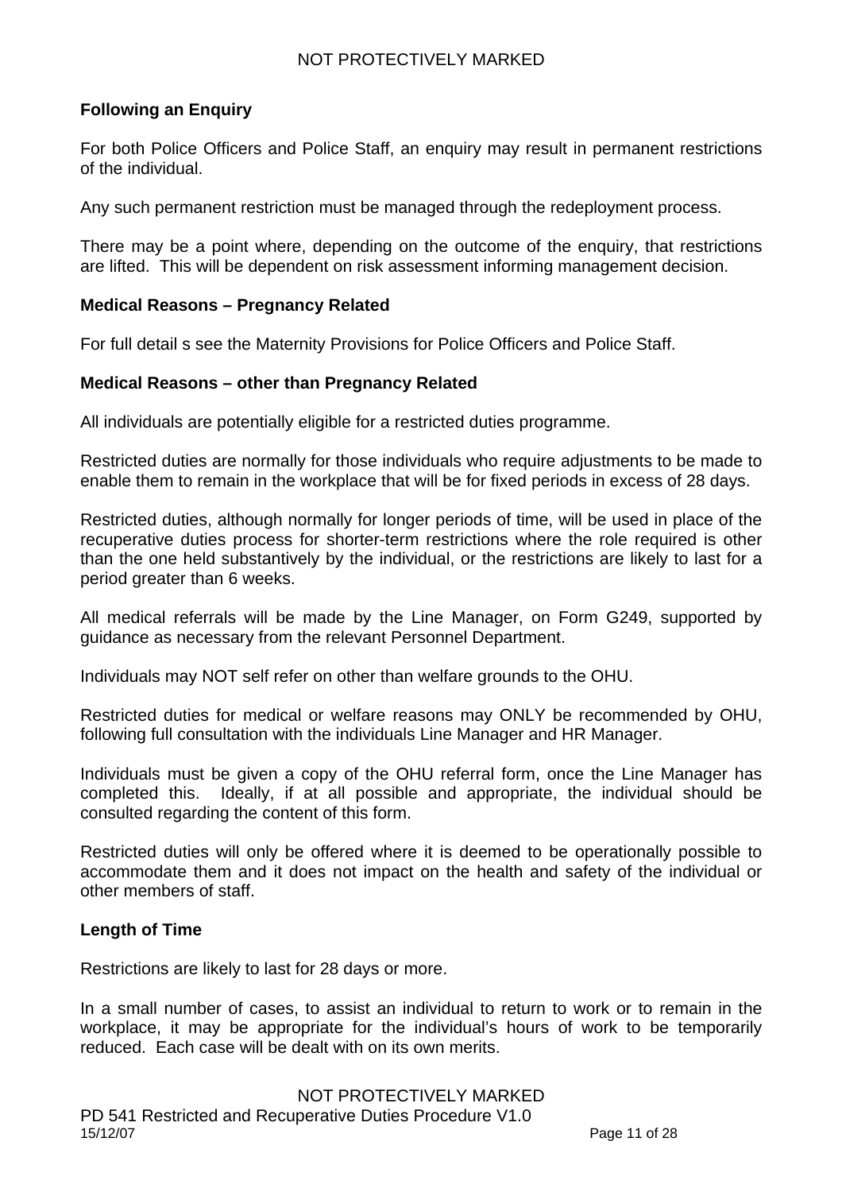**Following an Enquiry**

For both Police Officers and Police Staff, an enquiry may result in permanent restrictions of the individual.

Any such permanent restriction must be managed through the redeployment process.

There may be a point where, depending on the outcome of the enquiry, that restrictions are lifted. This will be dependent on risk assessment informing management decision.

**Medical Reasons – Pregnancy Related**

For full detail s see the Maternity Provisions for Police Officers and Police Staff.

**Medical Reasons – other than Pregnancy Related**

All individuals are potentially eligible for a restricted duties programme.

Restricted duties are normally for those individuals who require adjustments to be made to enable them to remain in the workplace that will be for fixed periods in excess of 28 days.

Restricted duties, although normally for longer periods of time, will be used in place of the recuperative duties process for shorter-term restrictions where the role required is other than the one held substantively by the individual, or the restrictions are likely to last for a period greater than 6 weeks.

All medical referrals will be made by the Line Manager, on Form G249, supported by guidance as necessary from the relevant Personnel Department.

Individuals may NOT self refer on other than welfare grounds to the OHU.

Restricted duties for medical or welfare reasons may ONLY be recommended by OHU, following full consultation with the individuals Line Manager and HR Manager.

Individuals must be given a copy of the OHU referral form, once the Line Manager has completed this. Ideally, if at all possible and appropriate, the individual should be consulted regarding the content of this form.

Restricted duties will only be offered where it is deemed to be operationally possible to accommodate them and it does not impact on the health and safety of the individual or other members of staff.

**Length of Time**

Restrictions are likely to last for 28 days or more.

In a small number of cases, to assist an individual to return to work or to remain in the workplace, it may be appropriate for the individual's hours of work to be temporarily reduced. Each case will be dealt with on its own merits.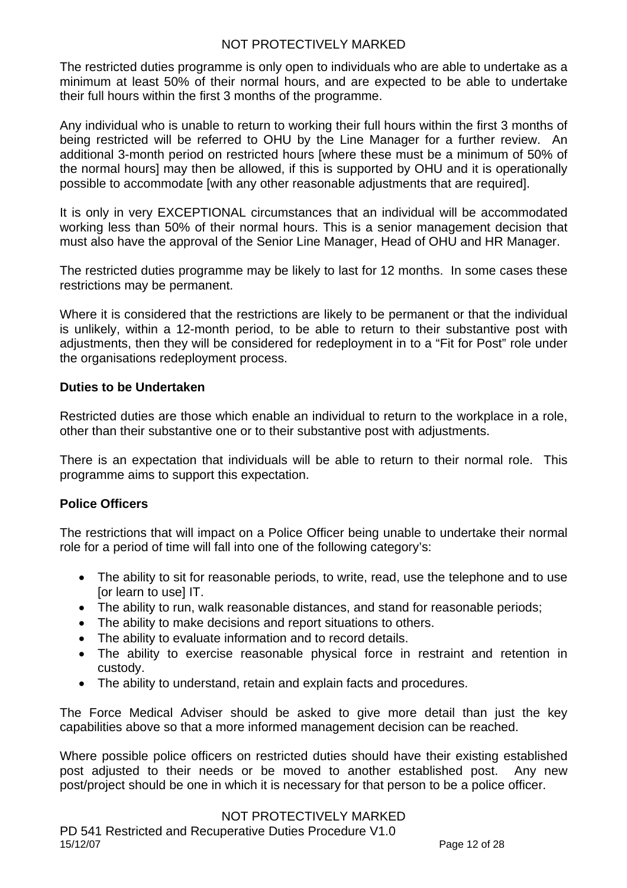The restricted duties programme is only open to individuals who are able to undertake as a minimum at least 50% of their normal hours, and are expected to be able to undertake their full hours within the first 3 months of the programme.

Any individual who is unable to return to working their full hours within the first 3 months of being restricted will be referred to OHU by the Line Manager for a further review. An additional 3-month period on restricted hours [where these must be a minimum of 50% of the normal hours] may then be allowed, if this is supported by OHU and it is operationally possible to accommodate [with any other reasonable adjustments that are required].

It is only in very EXCEPTIONAL circumstances that an individual will be accommodated working less than 50% of their normal hours. This is a senior management decision that must also have the approval of the Senior Line Manager, Head of OHU and HR Manager.

The restricted duties programme may be likely to last for 12 months. In some cases these restrictions may be permanent.

Where it is considered that the restrictions are likely to be permanent or that the individual is unlikely, within a 12-month period, to be able to return to their substantive post with adjustments, then they will be considered for redeployment in to a "Fit for Post" role under the organisations redeployment process.

**Duties to be Undertaken**

Restricted duties are those which enable an individual to return to the workplace in a role, other than their substantive one or to their substantive post with adjustments.

There is an expectation that individuals will be able to return to their normal role. This programme aims to support this expectation.

**Police Officers**

The restrictions that will impact on a Police Officer being unable to undertake their normal role for a period of time will fall into one of the following category's:

- The ability to sit for reasonable periods, to write, read, use the telephone and to use [or learn to use] IT.
- The ability to run, walk reasonable distances, and stand for reasonable periods;
- The ability to make decisions and report situations to others.
- The ability to evaluate information and to record details.
- The ability to exercise reasonable physical force in restraint and retention in custody.
- The ability to understand, retain and explain facts and procedures.

The Force Medical Adviser should be asked to give more detail than just the key capabilities above so that a more informed management decision can be reached.

Where possible police officers on restricted duties should have their existing established post adjusted to their needs or be moved to another established post. Any new post/project should be one in which it is necessary for that person to be a police officer.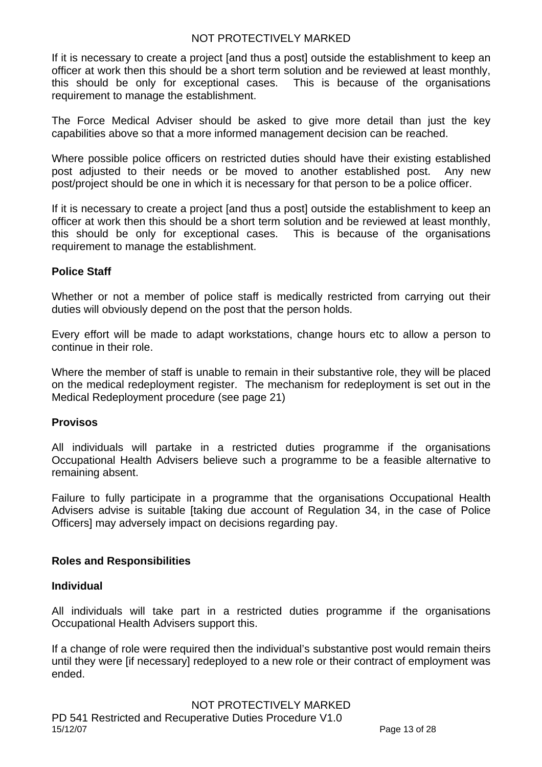If it is necessary to create a project [and thus a post] outside the establishment to keep an officer at work then this should be a short term solution and be reviewed at least monthly, this should be only for exceptional cases. This is because of the organisations requirement to manage the establishment.

The Force Medical Adviser should be asked to give more detail than just the key capabilities above so that a more informed management decision can be reached.

Where possible police officers on restricted duties should have their existing established post adjusted to their needs or be moved to another established post. Any new post/project should be one in which it is necessary for that person to be a police officer.

If it is necessary to create a project [and thus a post] outside the establishment to keep an officer at work then this should be a short term solution and be reviewed at least monthly, this should be only for exceptional cases. This is because of the organisations requirement to manage the establishment.

**Police Staff**

Whether or not a member of police staff is medically restricted from carrying out their duties will obviously depend on the post that the person holds.

Every effort will be made to adapt workstations, change hours etc to allow a person to continue in their role.

Where the member of staff is unable to remain in their substantive role, they will be placed on the medical redeployment register. The mechanism for redeployment is set out in the Medical Redeployment procedure (see page 21)

**Provisos**

All individuals will partake in a restricted duties programme if the organisations Occupational Health Advisers believe such a programme to be a feasible alternative to remaining absent.

Failure to fully participate in a programme that the organisations Occupational Health Advisers advise is suitable [taking due account of Regulation 34, in the case of Police Officers] may adversely impact on decisions regarding pay.

**Roles and Responsibilities**

**Individual**

All individuals will take part in a restricted duties programme if the organisations Occupational Health Advisers support this.

If a change of role were required then the individual's substantive post would remain theirs until they were [if necessary] redeployed to a new role or their contract of employment was ended.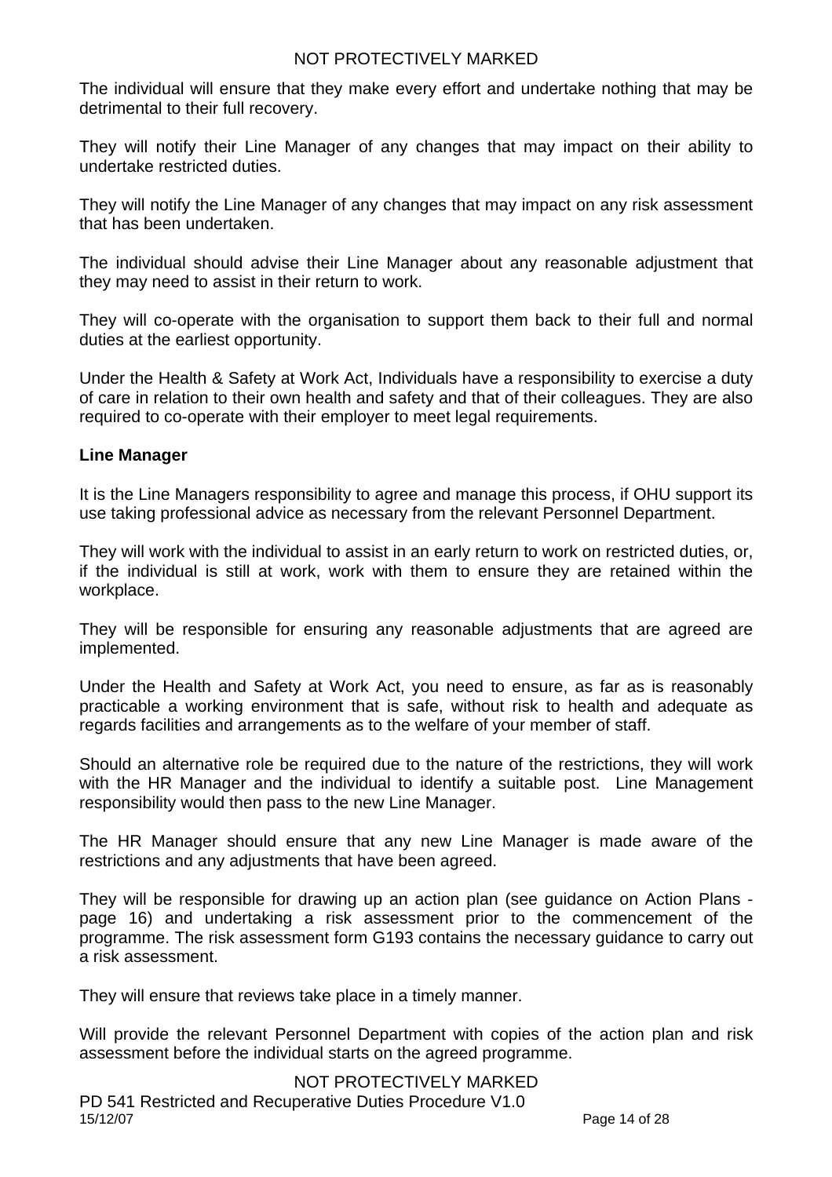The individual will ensure that they make every effort and undertake nothing that may be detrimental to their full recovery.

They will notify their Line Manager of any changes that may impact on their ability to undertake restricted duties.

They will notify the Line Manager of any changes that may impact on any risk assessment that has been undertaken.

The individual should advise their Line Manager about any reasonable adjustment that they may need to assist in their return to work.

They will co-operate with the organisation to support them back to their full and normal duties at the earliest opportunity.

Under the Health & Safety at Work Act, Individuals have a responsibility to exercise a duty of care in relation to their own health and safety and that of their colleagues. They are also required to co-operate with their employer to meet legal requirements.

**Line Manager**

It is the Line Managers responsibility to agree and manage this process, if OHU support its use taking professional advice as necessary from the relevant Personnel Department.

They will work with the individual to assist in an early return to work on restricted duties, or, if the individual is still at work, work with them to ensure they are retained within the workplace.

They will be responsible for ensuring any reasonable adjustments that are agreed are implemented.

Under the Health and Safety at Work Act, you need to ensure, as far as is reasonably practicable a working environment that is safe, without risk to health and adequate as regards facilities and arrangements as to the welfare of your member of staff.

Should an alternative role be required due to the nature of the restrictions, they will work with the HR Manager and the individual to identify a suitable post. Line Management responsibility would then pass to the new Line Manager.

The HR Manager should ensure that any new Line Manager is made aware of the restrictions and any adjustments that have been agreed.

They will be responsible for drawing up an action plan (see guidance on Action Plans - page 16) and undertaking a risk assessment prior to the commencement of the programme. The risk assessment form G193 contains the necessary guidance to carry out a risk assessment.

They will ensure that reviews take place in a timely manner.

Will provide the relevant Personnel Department with copies of the action plan and risk assessment before the individual starts on the agreed programme.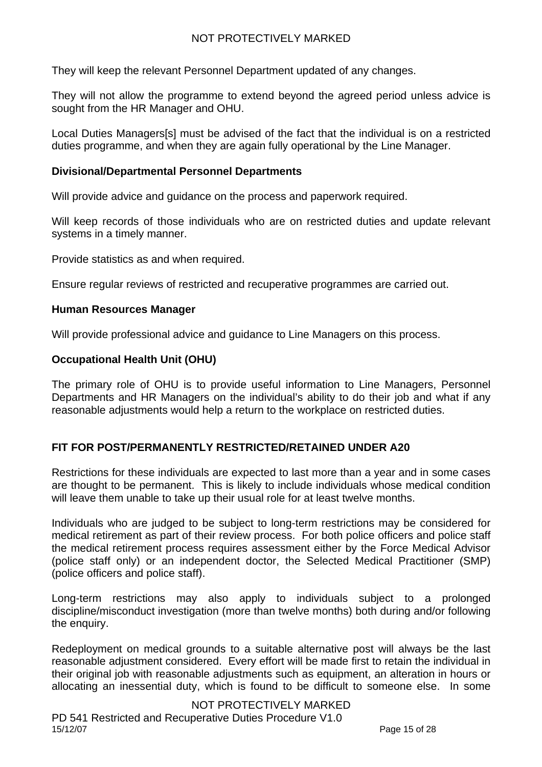They will keep the relevant Personnel Department updated of any changes.

They will not allow the programme to extend beyond the agreed period unless advice is sought from the HR Manager and OHU.

Local Duties Managers[s] must be advised of the fact that the individual is on a restricted duties programme, and when they are again fully operational by the Line Manager.

**Divisional/Departmental Personnel Departments**

Will provide advice and guidance on the process and paperwork required.

Will keep records of those individuals who are on restricted duties and update relevant systems in a timely manner.

Provide statistics as and when required.

Ensure regular reviews of restricted and recuperative programmes are carried out.

**Human Resources Manager**

Will provide professional advice and guidance to Line Managers on this process.

**Occupational Health Unit (OHU)**

The primary role of OHU is to provide useful information to Line Managers, Personnel Departments and HR Managers on the individual's ability to do their job and what if any reasonable adjustments would help a return to the workplace on restricted duties.

**FIT FOR POST/PERMANENTLY RESTRICTED/RETAINED UNDER A20**

Restrictions for these individuals are expected to last more than a year and in some cases are thought to be permanent. This is likely to include individuals whose medical condition will leave them unable to take up their usual role for at least twelve months.

Individuals who are judged to be subject to long-term restrictions may be considered for medical retirement as part of their review process. For both police officers and police staff the medical retirement process requires assessment either by the Force Medical Advisor (police staff only) or an independent doctor, the Selected Medical Practitioner (SMP) (police officers and police staff).

Long-term restrictions may also apply to individuals subject to a prolonged discipline/misconduct investigation (more than twelve months) both during and/or following the enquiry.

Redeployment on medical grounds to a suitable alternative post will always be the last reasonable adjustment considered. Every effort will be made first to retain the individual in their original job with reasonable adjustments such as equipment, an alteration in hours or allocating an inessential duty, which is found to be difficult to someone else. In some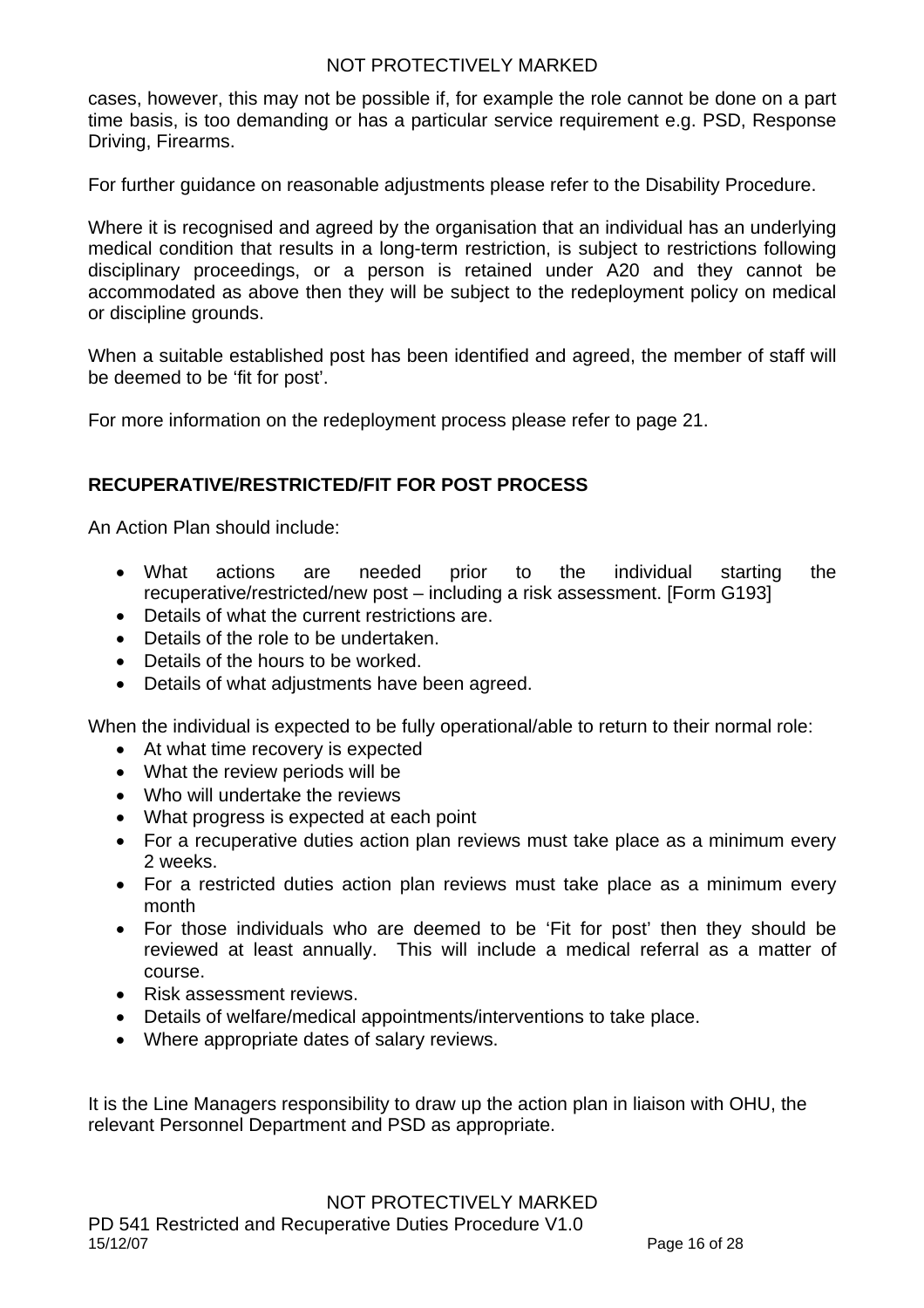cases, however, this may not be possible if, for example the role cannot be done on a part time basis, is too demanding or has a particular service requirement e.g. PSD, Response Driving, Firearms.

For further guidance on reasonable adjustments please refer to the Disability Procedure.

Where it is recognised and agreed by the organisation that an individual has an underlying medical condition that results in a long-term restriction, is subject to restrictions following disciplinary proceedings, or a person is retained under A20 and they cannot be accommodated as above then they will be subject to the redeployment policy on medical or discipline grounds.

When a suitable established post has been identified and agreed, the member of staff will be deemed to be 'fit for post'.

For more information on the redeployment process please refer to page 21.

**RECUPERATIVE/RESTRICTED/FIT FOR POST PROCESS**

An Action Plan should include:

- What actions are needed prior to the individual starting the recuperative/restricted/new post – including a risk assessment. [Form G193]
- Details of what the current restrictions are.
- Details of the role to be undertaken.
- Details of the hours to be worked.
- Details of what adjustments have been agreed.

When the individual is expected to be fully operational/able to return to their normal role:

- At what time recovery is expected
- What the review periods will be
- Who will undertake the reviews
- What progress is expected at each point
- For a recuperative duties action plan reviews must take place as a minimum every 2 weeks.
- For a restricted duties action plan reviews must take place as a minimum every month
- For those individuals who are deemed to be 'Fit for post' then they should be reviewed at least annually. This will include a medical referral as a matter of course.
- Risk assessment reviews.
- Details of welfare/medical appointments/interventions to take place.
- Where appropriate dates of salary reviews.

It is the Line Managers responsibility to draw up the action plan in liaison with OHU, the relevant Personnel Department and PSD as appropriate.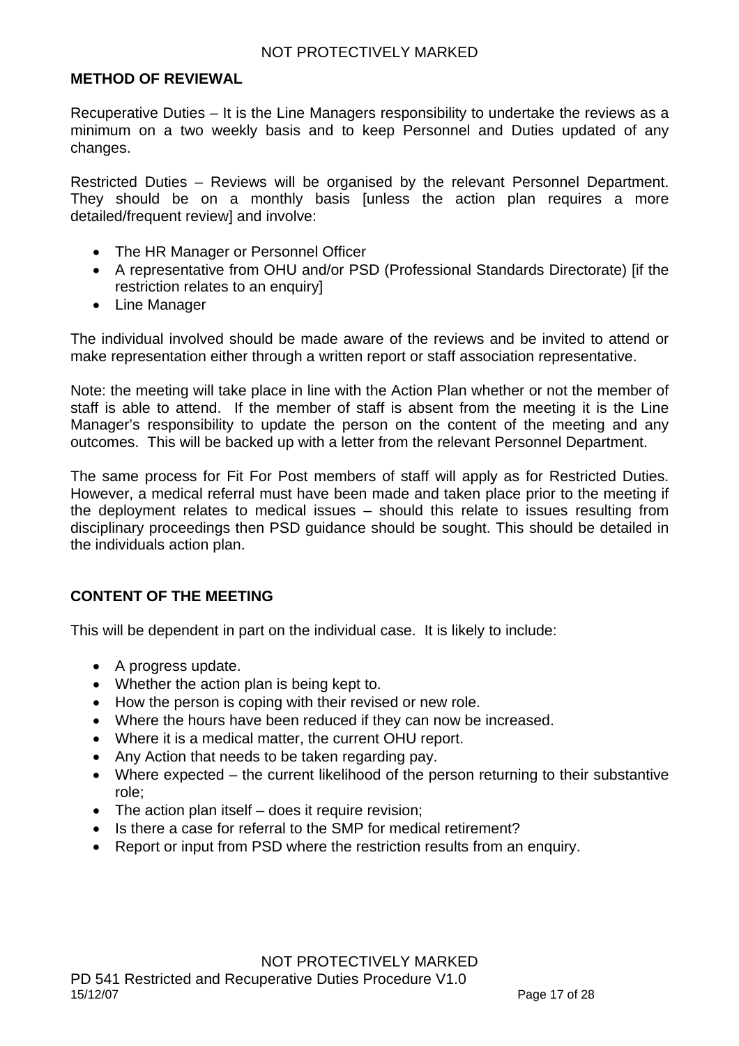## METHOD OF REVIEWAL

Recuperative Duties – It is the Line Managers responsibility to undertake the reviews as a minimum on a two weekly basis and to keep Personnel and Duties updated of any changes.

Restricted Duties – Reviews will be organised by the relevant Personnel Department. They should be on a monthly basis [unless the action plan requires a more detailed/frequent review] and involve:

- The HR Manager or Personnel Officer
- A representative from OHU and/or PSD (Professional Standards Directorate) [if the restriction relates to an enquiry]
- Line Manager

The individual involved should be made aware of the reviews and be invited to attend or make representation either through a written report or staff association representative.

Note: the meeting will take place in line with the Action Plan whether or not the member of staff is able to attend. If the member of staff is absent from the meeting it is the Line Manager's responsibility to update the person on the content of the meeting and any outcomes. This will be backed up with a letter from the relevant Personnel Department.

The same process for Fit For Post members of staff will apply as for Restricted Duties. However, a medical referral must have been made and taken place prior to the meeting if the deployment relates to medical issues – should this relate to issues resulting from disciplinary proceedings then PSD guidance should be sought. This should be detailed in the individuals action plan.

## CONTENT OF THE MEETING

This will be dependent in part on the individual case. It is likely to include:

- A progress update.
- Whether the action plan is being kept to.
- How the person is coping with their revised or new role.
- Where the hours have been reduced if they can now be increased.
- Where it is a medical matter, the current OHU report.
- Any Action that needs to be taken regarding pay.
- Where expected – the current likelihood of the person returning to their substantive role;
- The action plan itself – does it require revision;
- Is there a case for referral to the SMP for medical retirement?
- Report or input from PSD where the restriction results from an enquiry.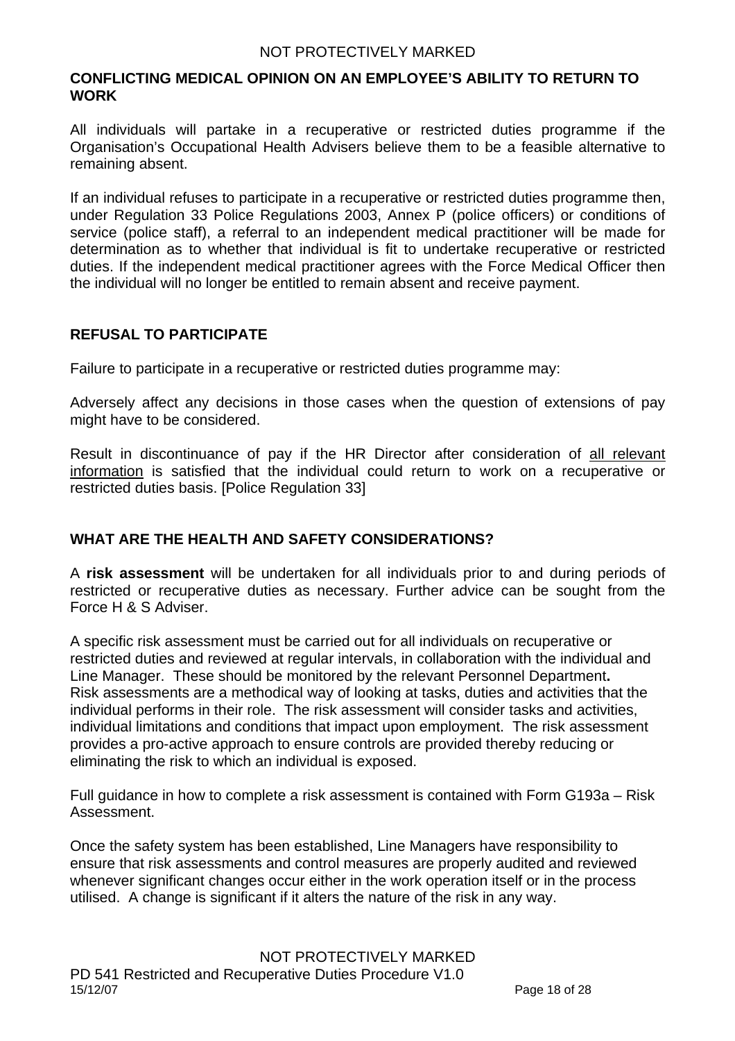## CONFLICTING MEDICAL OPINION ON AN EMPLOYEE'S ABILITY TO RETURN TO WORK

All individuals will partake in a recuperative or restricted duties programme if the Organisation's Occupational Health Advisers believe them to be a feasible alternative to remaining absent.

If an individual refuses to participate in a recuperative or restricted duties programme then, under Regulation 33 Police Regulations 2003, Annex P (police officers) or conditions of service (police staff), a referral to an independent medical practitioner will be made for determination as to whether that individual is fit to undertake recuperative or restricted duties. If the independent medical practitioner agrees with the Force Medical Officer then the individual will no longer be entitled to remain absent and receive payment.

## REFUSAL TO PARTICIPATE

Failure to participate in a recuperative or restricted duties programme may:

Adversely affect any decisions in those cases when the question of extensions of pay might have to be considered.

Result in discontinuance of pay if the HR Director after consideration of all relevant information is satisfied that the individual could return to work on a recuperative or restricted duties basis. [Police Regulation 33]

## WHAT ARE THE HEALTH AND SAFETY CONSIDERATIONS?

A **risk assessment** will be undertaken for all individuals prior to and during periods of restricted or recuperative duties as necessary. Further advice can be sought from the Force H & S Adviser.

A specific risk assessment must be carried out for all individuals on recuperative or restricted duties and reviewed at regular intervals, in collaboration with the individual and Line Manager. These should be monitored by the relevant Personnel Department**.**
Risk assessments are a methodical way of looking at tasks, duties and activities that the individual performs in their role. The risk assessment will consider tasks and activities, individual limitations and conditions that impact upon employment. The risk assessment provides a pro-active approach to ensure controls are provided thereby reducing or eliminating the risk to which an individual is exposed.

Full guidance in how to complete a risk assessment is contained with Form G193a – Risk Assessment.

Once the safety system has been established, Line Managers have responsibility to ensure that risk assessments and control measures are properly audited and reviewed whenever significant changes occur either in the work operation itself or in the process utilised. A change is significant if it alters the nature of the risk in any way.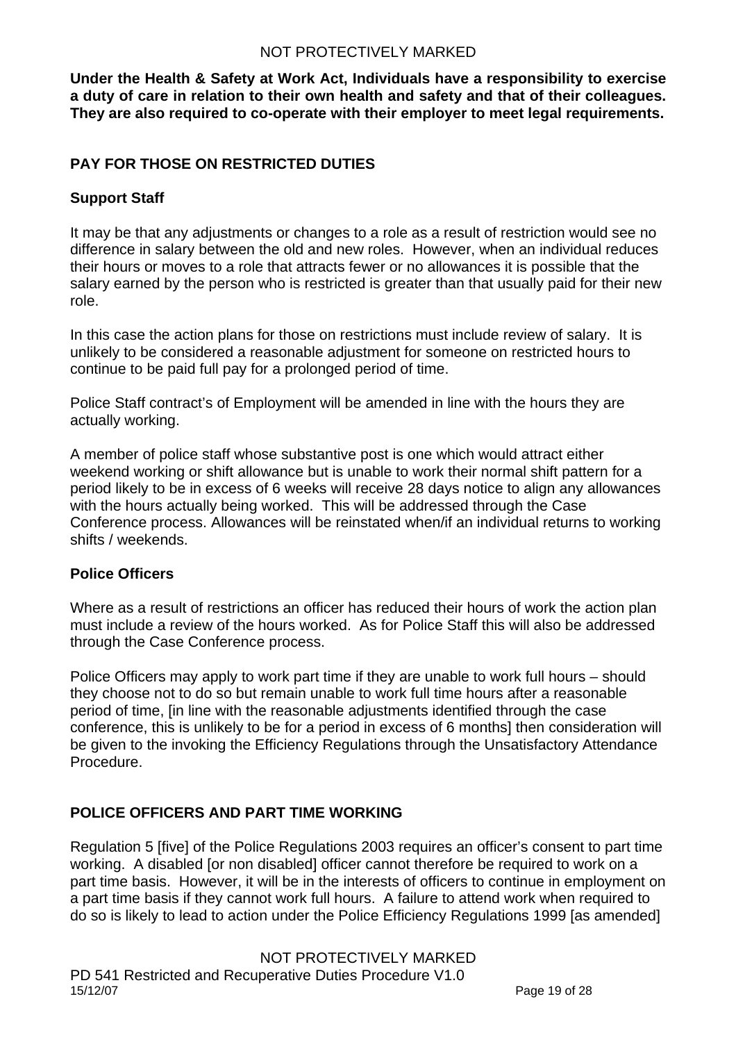**Under the Health & Safety at Work Act, Individuals have a responsibility to exercise a duty of care in relation to their own health and safety and that of their colleagues. They are also required to co-operate with their employer to meet legal requirements.**

## PAY FOR THOSE ON RESTRICTED DUTIES

### Support Staff

It may be that any adjustments or changes to a role as a result of restriction would see no difference in salary between the old and new roles. However, when an individual reduces their hours or moves to a role that attracts fewer or no allowances it is possible that the salary earned by the person who is restricted is greater than that usually paid for their new role.

In this case the action plans for those on restrictions must include review of salary. It is unlikely to be considered a reasonable adjustment for someone on restricted hours to continue to be paid full pay for a prolonged period of time.

Police Staff contract's of Employment will be amended in line with the hours they are actually working.

A member of police staff whose substantive post is one which would attract either weekend working or shift allowance but is unable to work their normal shift pattern for a period likely to be in excess of 6 weeks will receive 28 days notice to align any allowances with the hours actually being worked. This will be addressed through the Case Conference process. Allowances will be reinstated when/if an individual returns to working shifts / weekends.

### Police Officers

Where as a result of restrictions an officer has reduced their hours of work the action plan must include a review of the hours worked. As for Police Staff this will also be addressed through the Case Conference process.

Police Officers may apply to work part time if they are unable to work full hours – should they choose not to do so but remain unable to work full time hours after a reasonable period of time, [in line with the reasonable adjustments identified through the case conference, this is unlikely to be for a period in excess of 6 months] then consideration will be given to the invoking the Efficiency Regulations through the Unsatisfactory Attendance Procedure.

## POLICE OFFICERS AND PART TIME WORKING

Regulation 5 [five] of the Police Regulations 2003 requires an officer's consent to part time working. A disabled [or non disabled] officer cannot therefore be required to work on a part time basis. However, it will be in the interests of officers to continue in employment on a part time basis if they cannot work full hours. A failure to attend work when required to do so is likely to lead to action under the Police Efficiency Regulations 1999 [as amended]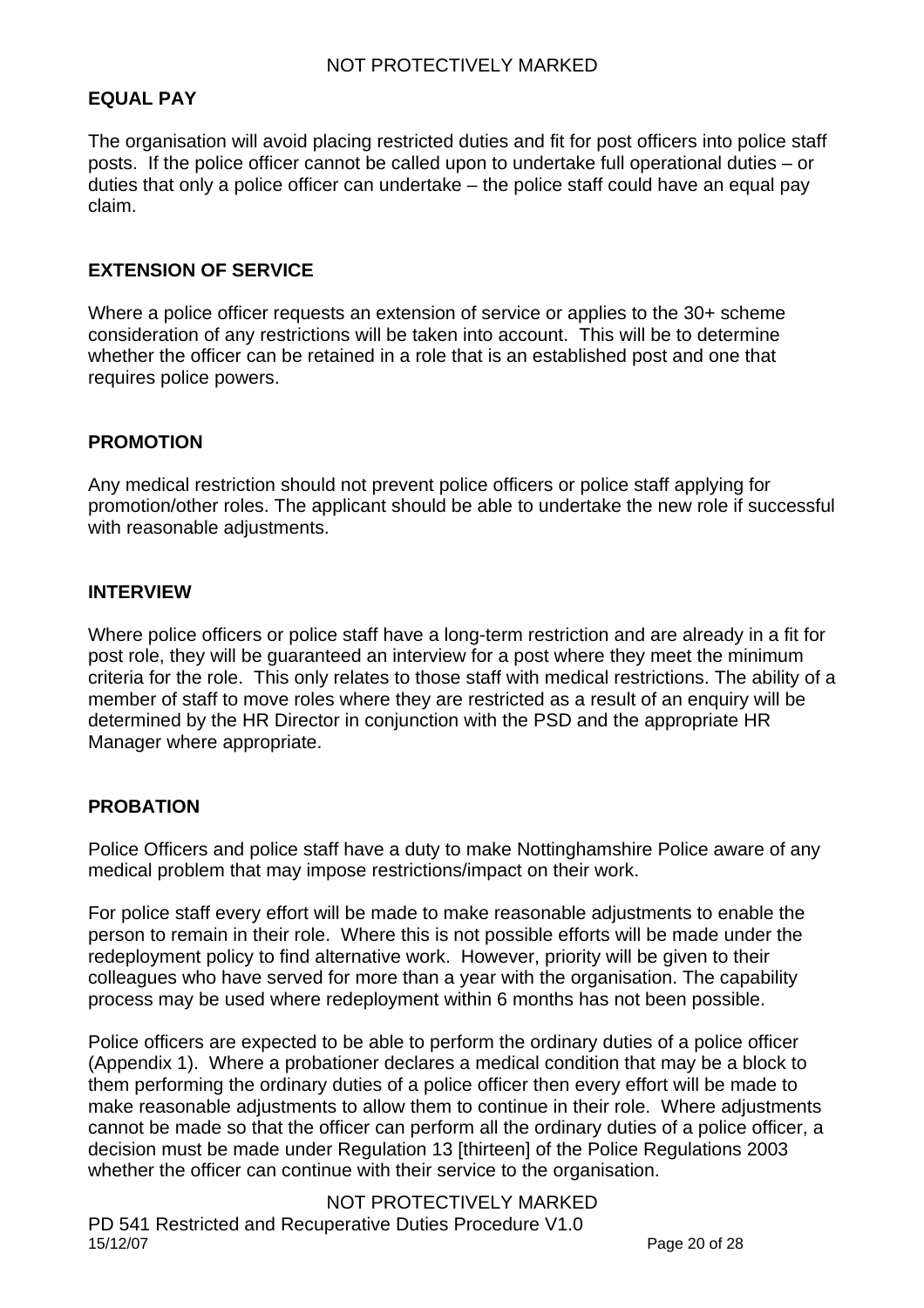## EQUAL PAY

The organisation will avoid placing restricted duties and fit for post officers into police staff posts. If the police officer cannot be called upon to undertake full operational duties – or duties that only a police officer can undertake – the police staff could have an equal pay claim.

## EXTENSION OF SERVICE

Where a police officer requests an extension of service or applies to the 30+ scheme consideration of any restrictions will be taken into account. This will be to determine whether the officer can be retained in a role that is an established post and one that requires police powers.

## PROMOTION

Any medical restriction should not prevent police officers or police staff applying for promotion/other roles. The applicant should be able to undertake the new role if successful with reasonable adjustments.

## INTERVIEW

Where police officers or police staff have a long-term restriction and are already in a fit for post role, they will be guaranteed an interview for a post where they meet the minimum criteria for the role. This only relates to those staff with medical restrictions. The ability of a member of staff to move roles where they are restricted as a result of an enquiry will be determined by the HR Director in conjunction with the PSD and the appropriate HR Manager where appropriate.

## PROBATION

Police Officers and police staff have a duty to make Nottinghamshire Police aware of any medical problem that may impose restrictions/impact on their work.

For police staff every effort will be made to make reasonable adjustments to enable the person to remain in their role. Where this is not possible efforts will be made under the redeployment policy to find alternative work. However, priority will be given to their colleagues who have served for more than a year with the organisation. The capability process may be used where redeployment within 6 months has not been possible.

Police officers are expected to be able to perform the ordinary duties of a police officer (Appendix 1). Where a probationer declares a medical condition that may be a block to them performing the ordinary duties of a police officer then every effort will be made to make reasonable adjustments to allow them to continue in their role. Where adjustments cannot be made so that the officer can perform all the ordinary duties of a police officer, a decision must be made under Regulation 13 [thirteen] of the Police Regulations 2003 whether the officer can continue with their service to the organisation.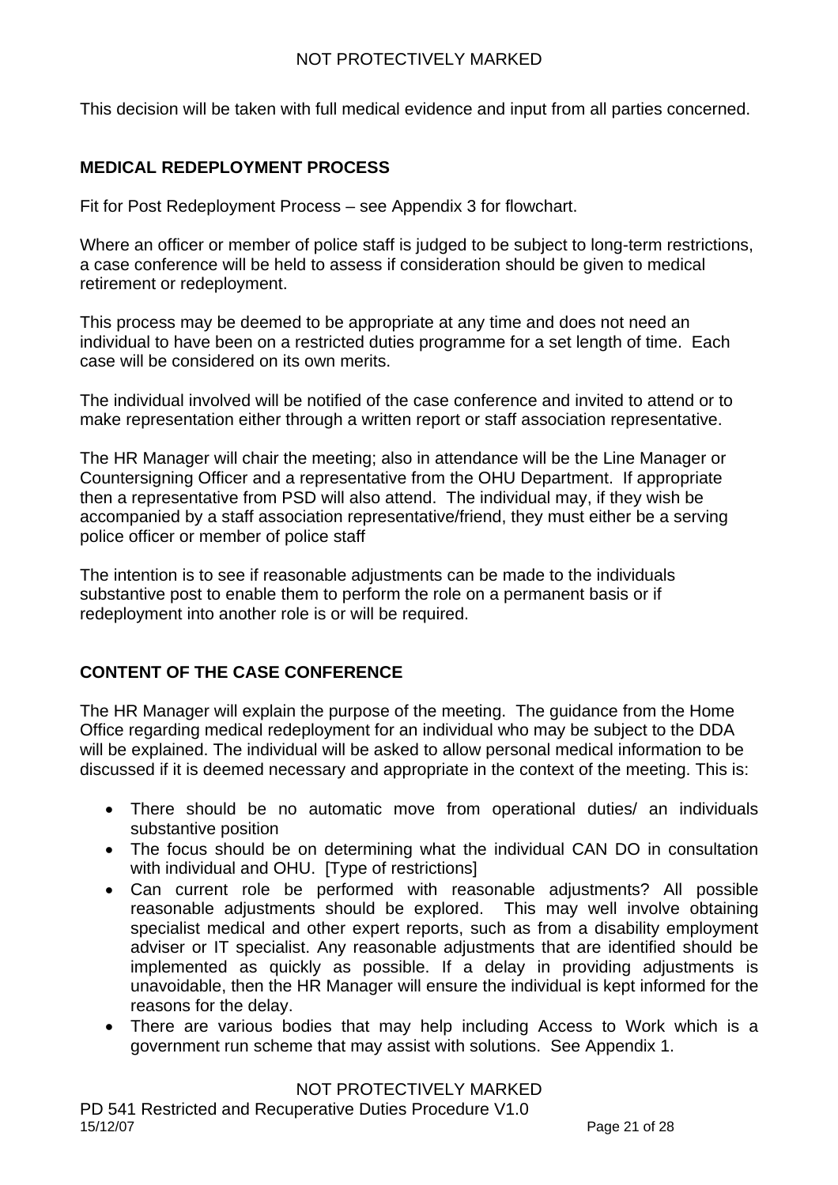This decision will be taken with full medical evidence and input from all parties concerned.

## MEDICAL REDEPLOYMENT PROCESS

Fit for Post Redeployment Process – see Appendix 3 for flowchart.

Where an officer or member of police staff is judged to be subject to long-term restrictions, a case conference will be held to assess if consideration should be given to medical retirement or redeployment.

This process may be deemed to be appropriate at any time and does not need an individual to have been on a restricted duties programme for a set length of time. Each case will be considered on its own merits.

The individual involved will be notified of the case conference and invited to attend or to make representation either through a written report or staff association representative.

The HR Manager will chair the meeting; also in attendance will be the Line Manager or Countersigning Officer and a representative from the OHU Department. If appropriate then a representative from PSD will also attend. The individual may, if they wish be accompanied by a staff association representative/friend, they must either be a serving police officer or member of police staff

The intention is to see if reasonable adjustments can be made to the individuals substantive post to enable them to perform the role on a permanent basis or if redeployment into another role is or will be required.

## CONTENT OF THE CASE CONFERENCE

The HR Manager will explain the purpose of the meeting. The guidance from the Home Office regarding medical redeployment for an individual who may be subject to the DDA will be explained. The individual will be asked to allow personal medical information to be discussed if it is deemed necessary and appropriate in the context of the meeting. This is:

- There should be no automatic move from operational duties/ an individuals substantive position
- The focus should be on determining what the individual CAN DO in consultation with individual and OHU. [Type of restrictions]
- Can current role be performed with reasonable adjustments? All possible reasonable adjustments should be explored. This may well involve obtaining specialist medical and other expert reports, such as from a disability employment adviser or IT specialist. Any reasonable adjustments that are identified should be implemented as quickly as possible. If a delay in providing adjustments is unavoidable, then the HR Manager will ensure the individual is kept informed for the reasons for the delay.
- There are various bodies that may help including Access to Work which is a government run scheme that may assist with solutions. See Appendix 1.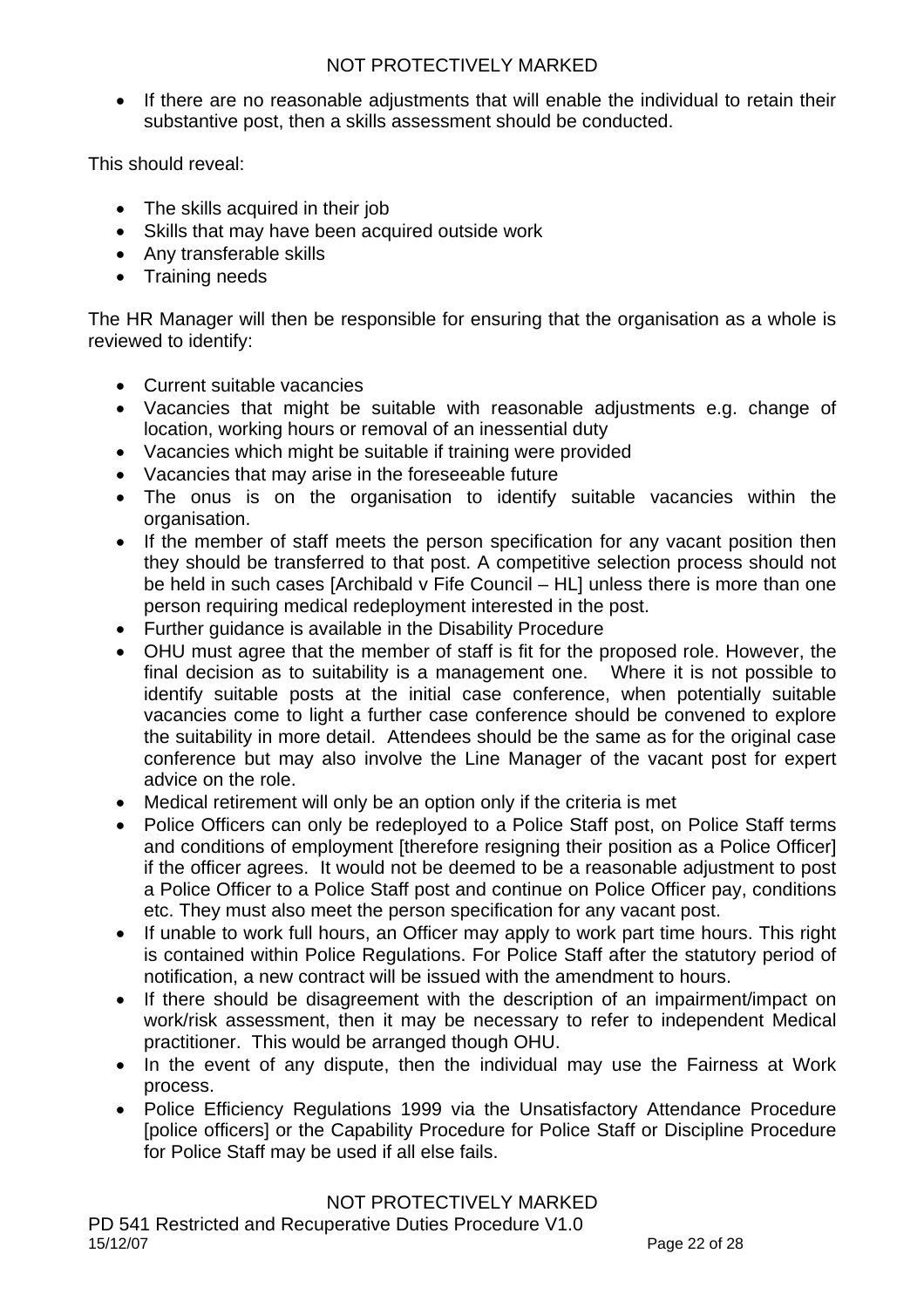- If there are no reasonable adjustments that will enable the individual to retain their substantive post, then a skills assessment should be conducted.

This should reveal:

- The skills acquired in their job
- Skills that may have been acquired outside work
- Any transferable skills
- Training needs

The HR Manager will then be responsible for ensuring that the organisation as a whole is reviewed to identify:

- Current suitable vacancies
- Vacancies that might be suitable with reasonable adjustments e.g. change of location, working hours or removal of an inessential duty
- Vacancies which might be suitable if training were provided
- Vacancies that may arise in the foreseeable future
- The onus is on the organisation to identify suitable vacancies within the organisation.
- If the member of staff meets the person specification for any vacant position then they should be transferred to that post. A competitive selection process should not be held in such cases [Archibald v Fife Council – HL] unless there is more than one person requiring medical redeployment interested in the post.
- Further guidance is available in the Disability Procedure
- OHU must agree that the member of staff is fit for the proposed role. However, the final decision as to suitability is a management one. Where it is not possible to identify suitable posts at the initial case conference, when potentially suitable vacancies come to light a further case conference should be convened to explore the suitability in more detail. Attendees should be the same as for the original case conference but may also involve the Line Manager of the vacant post for expert advice on the role.
- Medical retirement will only be an option only if the criteria is met
- Police Officers can only be redeployed to a Police Staff post, on Police Staff terms and conditions of employment [therefore resigning their position as a Police Officer] if the officer agrees. It would not be deemed to be a reasonable adjustment to post a Police Officer to a Police Staff post and continue on Police Officer pay, conditions etc. They must also meet the person specification for any vacant post.
- If unable to work full hours, an Officer may apply to work part time hours. This right is contained within Police Regulations. For Police Staff after the statutory period of notification, a new contract will be issued with the amendment to hours.
- If there should be disagreement with the description of an impairment/impact on work/risk assessment, then it may be necessary to refer to independent Medical practitioner. This would be arranged though OHU.
- In the event of any dispute, then the individual may use the Fairness at Work process.
- Police Efficiency Regulations 1999 via the Unsatisfactory Attendance Procedure [police officers] or the Capability Procedure for Police Staff or Discipline Procedure for Police Staff may be used if all else fails.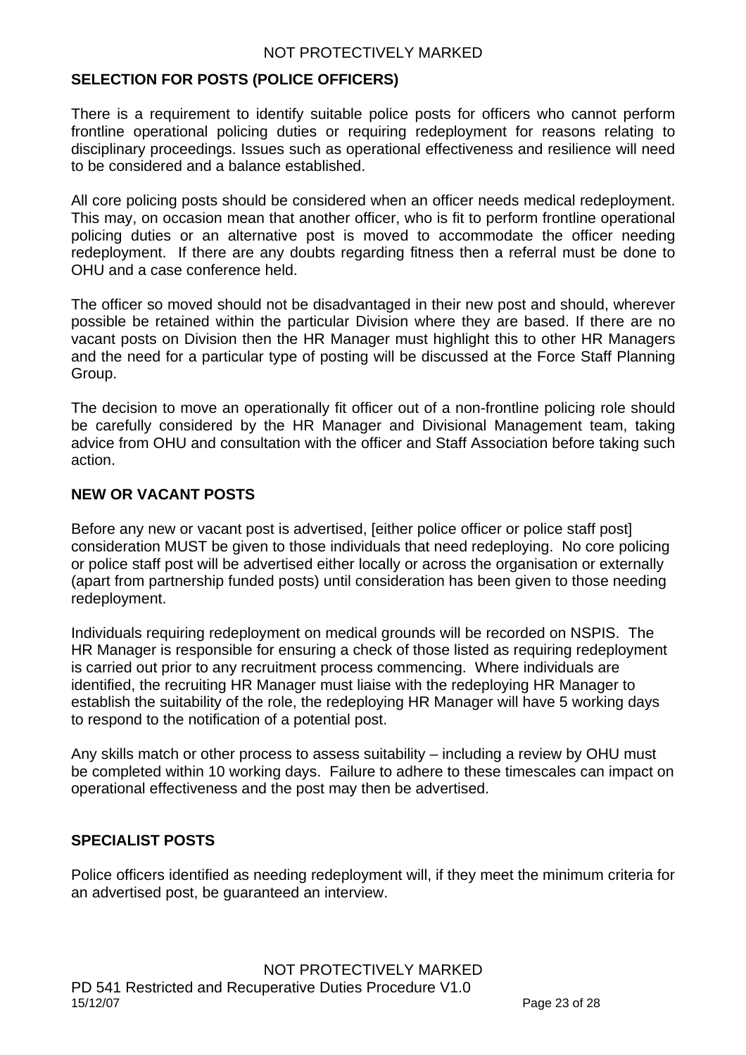## SELECTION FOR POSTS (POLICE OFFICERS)

There is a requirement to identify suitable police posts for officers who cannot perform frontline operational policing duties or requiring redeployment for reasons relating to disciplinary proceedings. Issues such as operational effectiveness and resilience will need to be considered and a balance established.

All core policing posts should be considered when an officer needs medical redeployment. This may, on occasion mean that another officer, who is fit to perform frontline operational policing duties or an alternative post is moved to accommodate the officer needing redeployment. If there are any doubts regarding fitness then a referral must be done to OHU and a case conference held.

The officer so moved should not be disadvantaged in their new post and should, wherever possible be retained within the particular Division where they are based. If there are no vacant posts on Division then the HR Manager must highlight this to other HR Managers and the need for a particular type of posting will be discussed at the Force Staff Planning Group.

The decision to move an operationally fit officer out of a non-frontline policing role should be carefully considered by the HR Manager and Divisional Management team, taking advice from OHU and consultation with the officer and Staff Association before taking such action.

## NEW OR VACANT POSTS

Before any new or vacant post is advertised, [either police officer or police staff post] consideration MUST be given to those individuals that need redeploying. No core policing or police staff post will be advertised either locally or across the organisation or externally (apart from partnership funded posts) until consideration has been given to those needing redeployment.

Individuals requiring redeployment on medical grounds will be recorded on NSPIS. The HR Manager is responsible for ensuring a check of those listed as requiring redeployment is carried out prior to any recruitment process commencing. Where individuals are identified, the recruiting HR Manager must liaise with the redeploying HR Manager to establish the suitability of the role, the redeploying HR Manager will have 5 working days to respond to the notification of a potential post.

Any skills match or other process to assess suitability – including a review by OHU must be completed within 10 working days. Failure to adhere to these timescales can impact on operational effectiveness and the post may then be advertised.

## SPECIALIST POSTS

Police officers identified as needing redeployment will, if they meet the minimum criteria for an advertised post, be guaranteed an interview.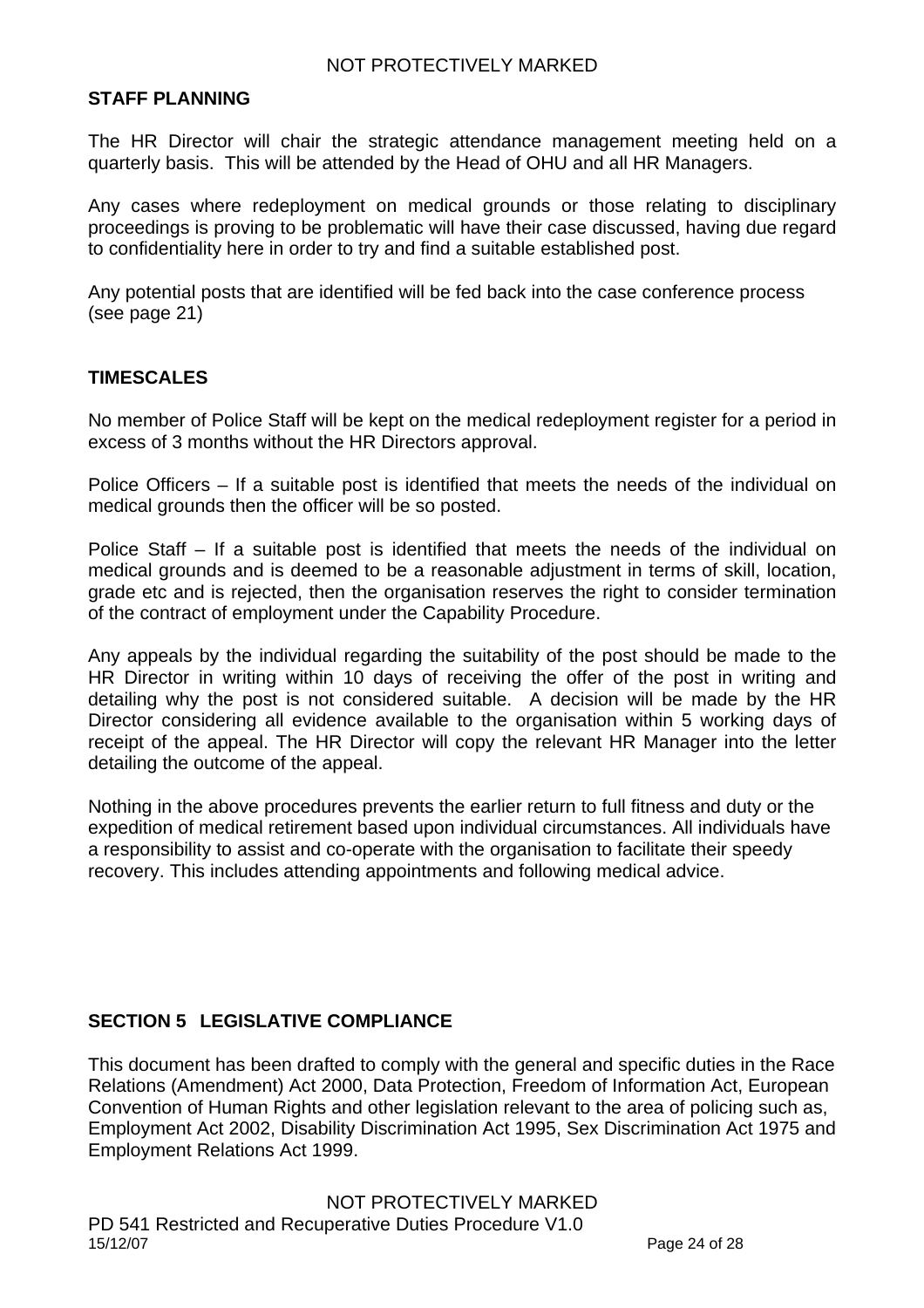## STAFF PLANNING

The HR Director will chair the strategic attendance management meeting held on a quarterly basis. This will be attended by the Head of OHU and all HR Managers.

Any cases where redeployment on medical grounds or those relating to disciplinary proceedings is proving to be problematic will have their case discussed, having due regard to confidentiality here in order to try and find a suitable established post.

Any potential posts that are identified will be fed back into the case conference process (see page 21)

## TIMESCALES

No member of Police Staff will be kept on the medical redeployment register for a period in excess of 3 months without the HR Directors approval.

Police Officers – If a suitable post is identified that meets the needs of the individual on medical grounds then the officer will be so posted.

Police Staff – If a suitable post is identified that meets the needs of the individual on medical grounds and is deemed to be a reasonable adjustment in terms of skill, location, grade etc and is rejected, then the organisation reserves the right to consider termination of the contract of employment under the Capability Procedure.

Any appeals by the individual regarding the suitability of the post should be made to the HR Director in writing within 10 days of receiving the offer of the post in writing and detailing why the post is not considered suitable. A decision will be made by the HR Director considering all evidence available to the organisation within 5 working days of receipt of the appeal. The HR Director will copy the relevant HR Manager into the letter detailing the outcome of the appeal.

Nothing in the above procedures prevents the earlier return to full fitness and duty or the expedition of medical retirement based upon individual circumstances. All individuals have a responsibility to assist and co-operate with the organisation to facilitate their speedy recovery. This includes attending appointments and following medical advice.

## SECTION 5 LEGISLATIVE COMPLIANCE

This document has been drafted to comply with the general and specific duties in the Race Relations (Amendment) Act 2000, Data Protection, Freedom of Information Act, European Convention of Human Rights and other legislation relevant to the area of policing such as, Employment Act 2002, Disability Discrimination Act 1995, Sex Discrimination Act 1975 and Employment Relations Act 1999.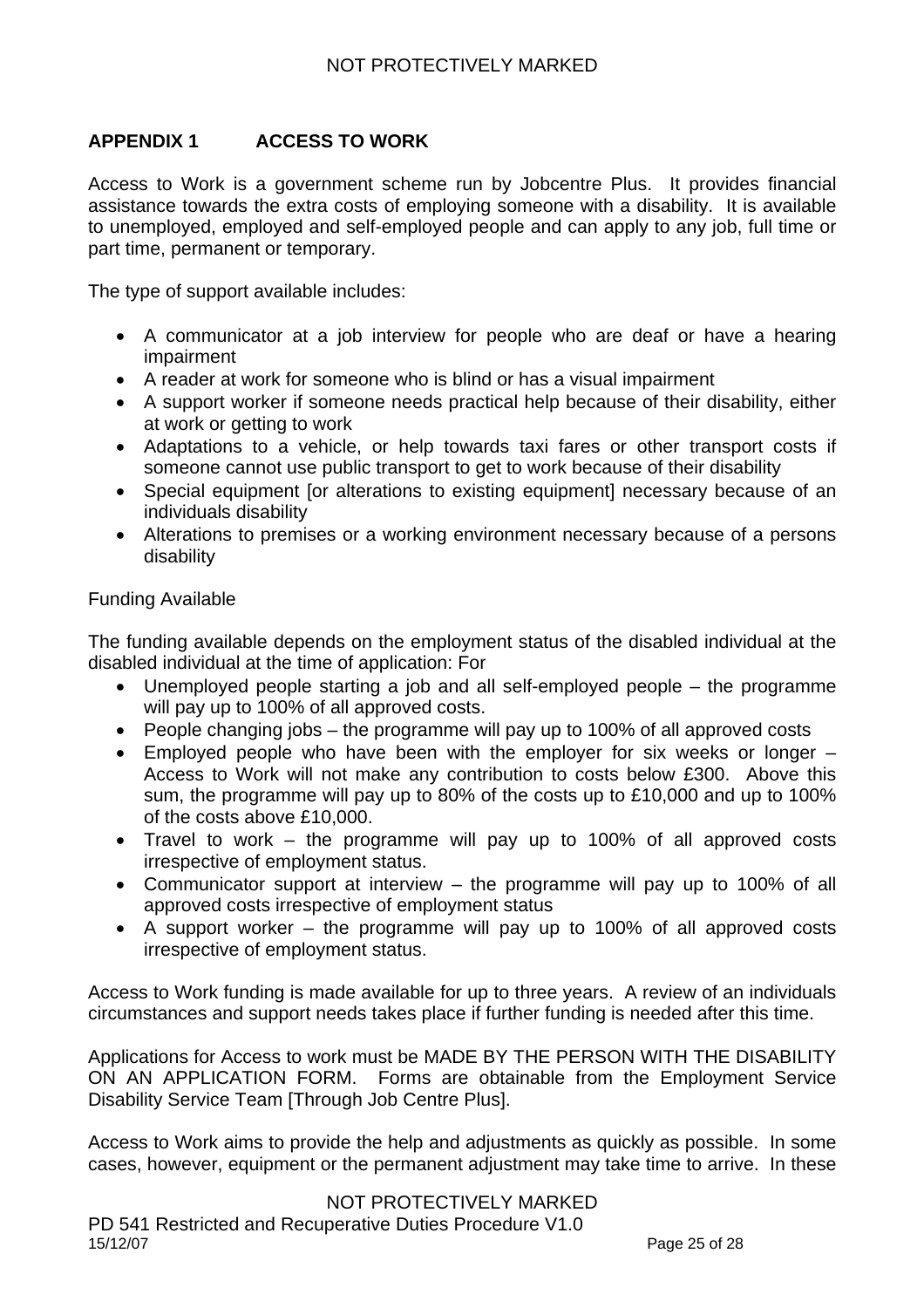## APPENDIX 1 ACCESS TO WORK

Access to Work is a government scheme run by Jobcentre Plus. It provides financial assistance towards the extra costs of employing someone with a disability. It is available to unemployed, employed and self-employed people and can apply to any job, full time or part time, permanent or temporary.

The type of support available includes:

- A communicator at a job interview for people who are deaf or have a hearing impairment
- A reader at work for someone who is blind or has a visual impairment
- A support worker if someone needs practical help because of their disability, either at work or getting to work
- Adaptations to a vehicle, or help towards taxi fares or other transport costs if someone cannot use public transport to get to work because of their disability
- Special equipment [or alterations to existing equipment] necessary because of an individuals disability
- Alterations to premises or a working environment necessary because of a persons disability

Funding Available

The funding available depends on the employment status of the disabled individual at the disabled individual at the time of application: For

- Unemployed people starting a job and all self-employed people – the programme will pay up to 100% of all approved costs.
- People changing jobs – the programme will pay up to 100% of all approved costs
- Employed people who have been with the employer for six weeks or longer – Access to Work will not make any contribution to costs below £300. Above this sum, the programme will pay up to 80% of the costs up to £10,000 and up to 100% of the costs above £10,000.
- Travel to work – the programme will pay up to 100% of all approved costs irrespective of employment status.
- Communicator support at interview – the programme will pay up to 100% of all approved costs irrespective of employment status
- A support worker – the programme will pay up to 100% of all approved costs irrespective of employment status.

Access to Work funding is made available for up to three years. A review of an individuals circumstances and support needs takes place if further funding is needed after this time.

Applications for Access to work must be MADE BY THE PERSON WITH THE DISABILITY ON AN APPLICATION FORM. Forms are obtainable from the Employment Service Disability Service Team [Through Job Centre Plus].

Access to Work aims to provide the help and adjustments as quickly as possible. In some cases, however, equipment or the permanent adjustment may take time to arrive. In these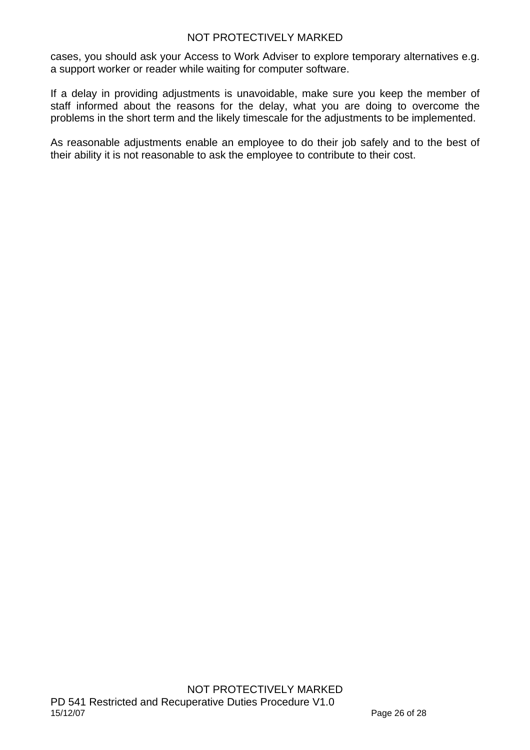cases, you should ask your Access to Work Adviser to explore temporary alternatives e.g. a support worker or reader while waiting for computer software.

If a delay in providing adjustments is unavoidable, make sure you keep the member of staff informed about the reasons for the delay, what you are doing to overcome the problems in the short term and the likely timescale for the adjustments to be implemented.

As reasonable adjustments enable an employee to do their job safely and to the best of their ability it is not reasonable to ask the employee to contribute to their cost.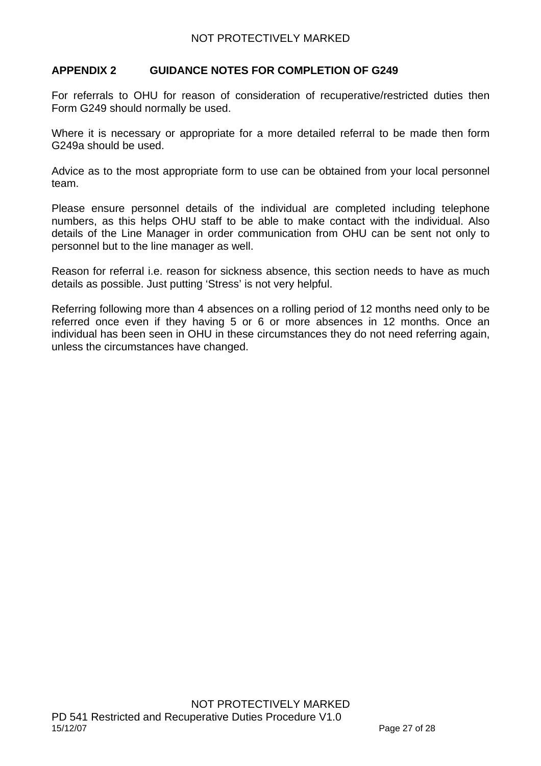## APPENDIX 2 GUIDANCE NOTES FOR COMPLETION OF G249

For referrals to OHU for reason of consideration of recuperative/restricted duties then Form G249 should normally be used.

Where it is necessary or appropriate for a more detailed referral to be made then form G249a should be used.

Advice as to the most appropriate form to use can be obtained from your local personnel team.

Please ensure personnel details of the individual are completed including telephone numbers, as this helps OHU staff to be able to make contact with the individual. Also details of the Line Manager in order communication from OHU can be sent not only to personnel but to the line manager as well.

Reason for referral i.e. reason for sickness absence, this section needs to have as much details as possible. Just putting ‘Stress’ is not very helpful.

Referring following more than 4 absences on a rolling period of 12 months need only to be referred once even if they having 5 or 6 or more absences in 12 months. Once an individual has been seen in OHU in these circumstances they do not need referring again, unless the circumstances have changed.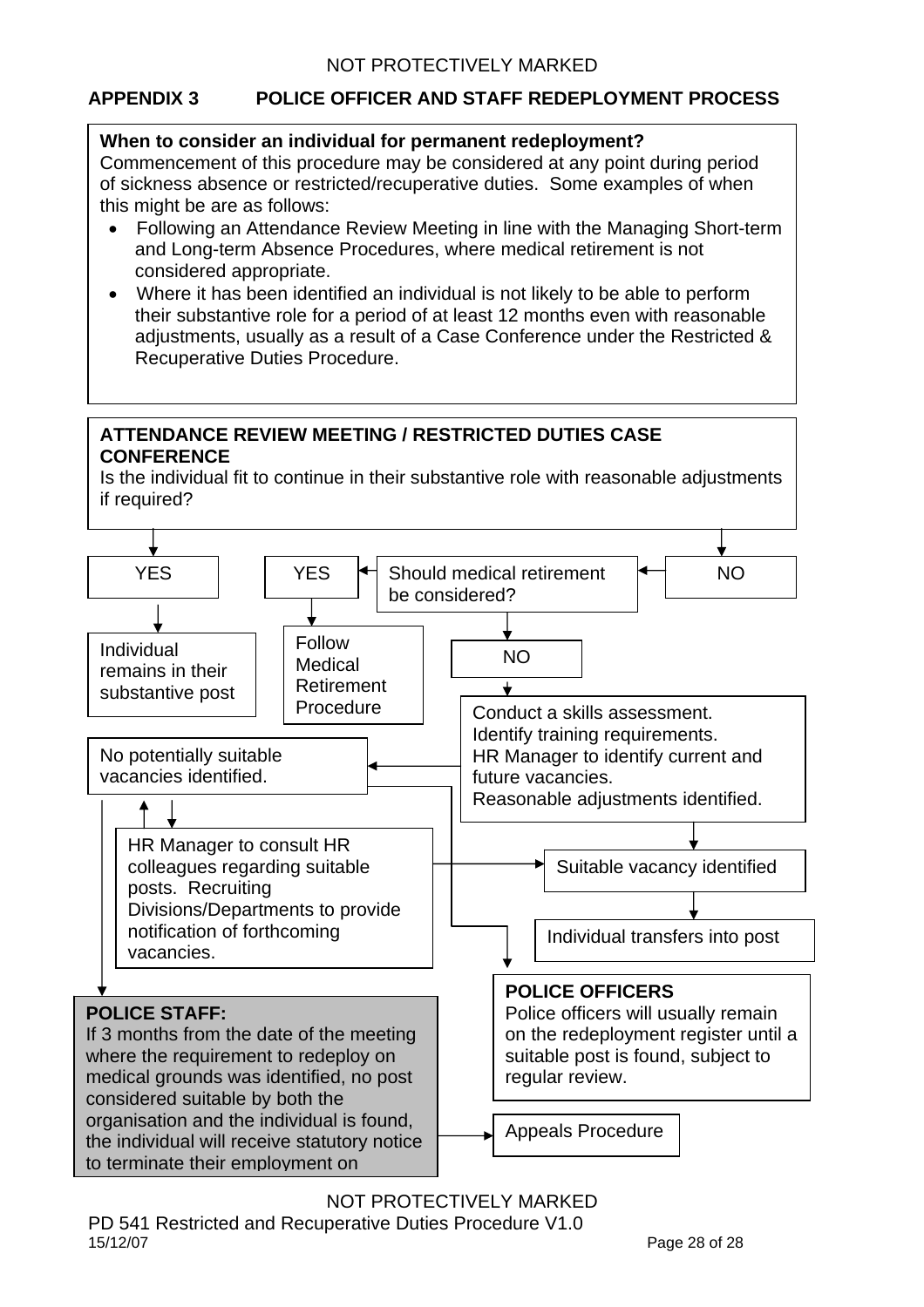## APPENDIX 3 POLICE OFFICER AND STAFF REDEPLOYMENT PROCESS

**When to consider an individual for permanent redeployment?**

Commencement of this procedure may be considered at any point during period of sickness absence or restricted/recuperative duties. Some examples of when this might be are as follows:

- Following an Attendance Review Meeting in line with the Managing Short-term and Long-term Absence Procedures, where medical retirement is not considered appropriate.
- Where it has been identified an individual is not likely to be able to perform their substantive role for a period of at least 12 months even with reasonable adjustments, usually as a result of a Case Conference under the Restricted & Recuperative Duties Procedure.

**ATTENDANCE REVIEW MEETING / RESTRICTED DUTIES CASE CONFERENCE**

Is the individual fit to continue in their substantive role with reasonable adjustments if required?

YES

Individual remains in their substantive post

NO

Should medical retirement be considered?

YES

Follow Medical Retirement Procedure

NO

Conduct a skills assessment.
Identify training requirements.
HR Manager to identify current and future vacancies.
Reasonable adjustments identified.

No potentially suitable vacancies identified.

HR Manager to consult HR colleagues regarding suitable posts. Recruiting Divisions/Departments to provide notification of forthcoming vacancies.

Suitable vacancy identified

Individual transfers into post

**POLICE STAFF:**
If 3 months from the date of the meeting where the requirement to redeploy on medical grounds was identified, no post considered suitable by both the organisation and the individual is found, the individual will receive statutory notice to terminate their employment on

**POLICE OFFICERS**
Police officers will usually remain on the redeployment register until a suitable post is found, subject to regular review.

Appeals Procedure

PD 541 Restricted and Recuperative Duties Procedure V1.0
15/12/07